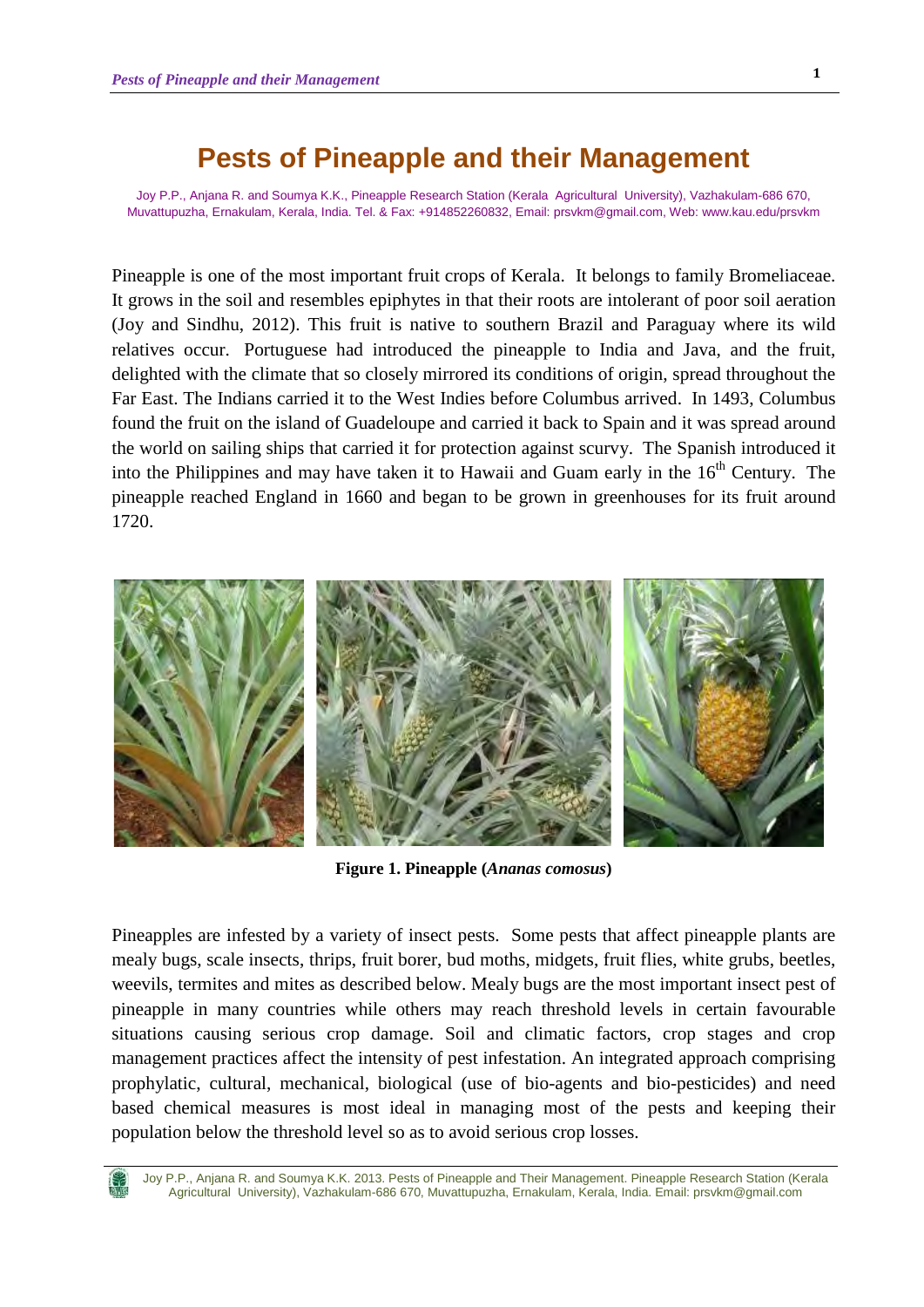# Pests of Pineapple and their Management

Joy P.P., Anjana R. and Soumya K.K., Pineapple Research Station (Kerala Agricultural University), Vazhakulam-686 670, Muvattupuzha, Ernakulam, Kerala, India. Tel. & Fax: +914852260832, Email: prsvkm@gmail.com, Web: www.kau.edu/prsvkm

Pineapple is one of the most important fruit crops of Kerala. It belongs to family Bromeliaceae. It grows in the soil and resembles epiphytes in that their roots are intolerant of poor soil aeration (Joy and Sindhu, 2012). This fruit is native to southern Brazil and Paraguay where its wild relatives occur. Portuguese had introduced the pineapple to India and Java, and the fruit, delighted with the climate that so closely mirrored its conditions of origin, spread throughout the Far East. The Indians carried it to the West Indies before Columbus arrived. In 1493, Columbus found the fruit on the island of Guadeloupe and carried it back to Spain and it was spread around the world on sailing ships that carried it for protection against scurvy. The Spanish introduced it into the Philippines and may have taken it to Hawaii and Guam early in the 16th Century. The pineapple reached England in 1660 and began to be grown in greenhouses for its fruit around 1720.

**Figure 1. Pineapple (*Ananas comosus*)**

Pineapples are infested by a variety of insect pests. Some pests that affect pineapple plants are mealy bugs, scale insects, thrips, fruit borer, bud moths, midgets, fruit flies, white grubs, beetles, weevils, termites and mites as described below. Mealy bugs are the most important insect pest of pineapple in many countries while others may reach threshold levels in certain favourable situations causing serious crop damage. Soil and climatic factors, crop stages and crop management practices affect the intensity of pest infestation. An integrated approach comprising prophylatic, cultural, mechanical, biological (use of bio-agents and bio-pesticides) and need based chemical measures is most ideal in managing most of the pests and keeping their population below the threshold level so as to avoid serious crop losses.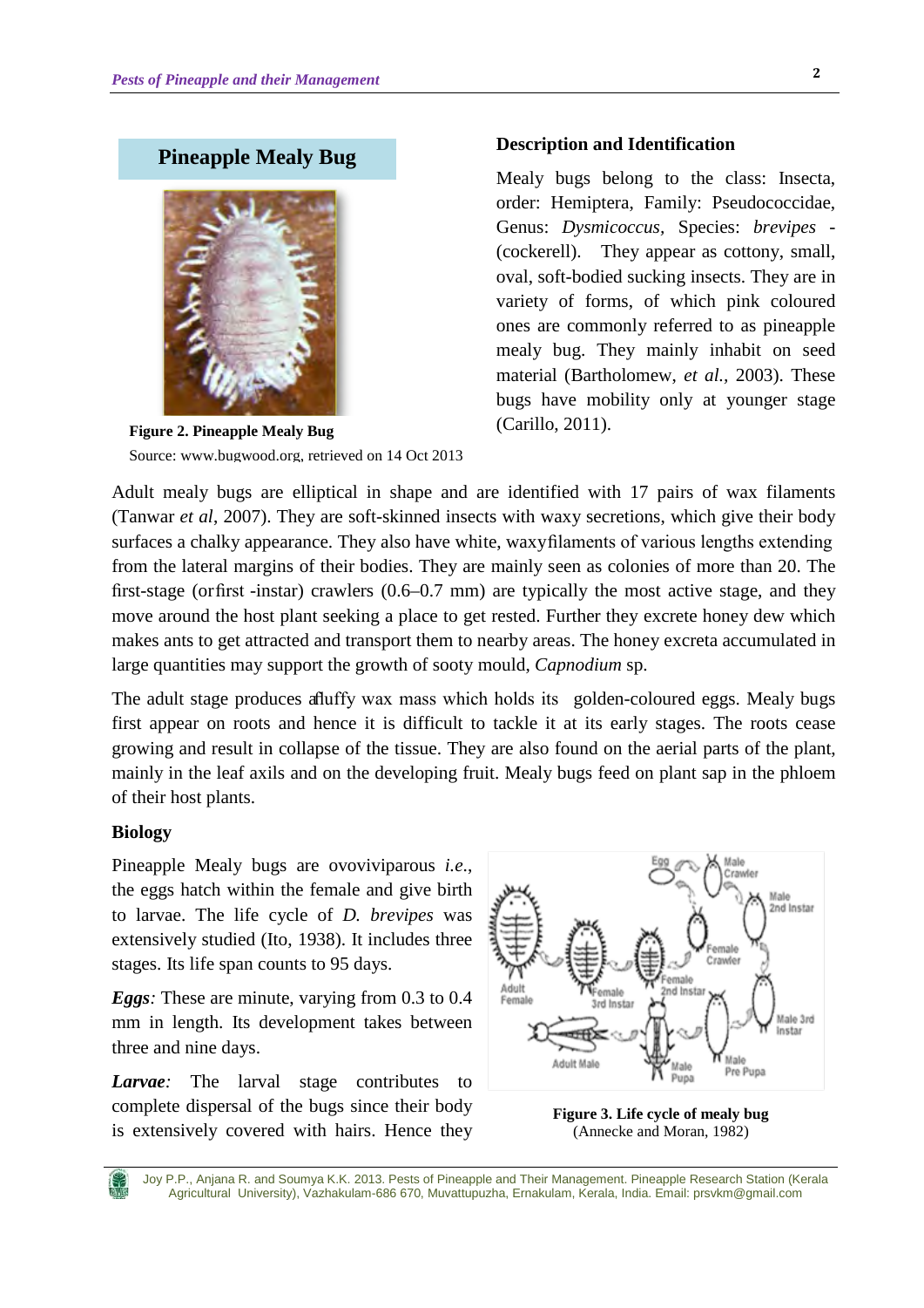## Pineapple Mealy Bug

**Figure 2. Pineapple Mealy Bug**

Source: www.bugwood.org, retrieved on 14 Oct 2013

### Description and Identification

Mealy bugs belong to the class: Insecta, order: Hemiptera, Family: Pseudococcidae, Genus: *Dysmicoccus*, Species: *brevipes* - (cockerell). They appear as cottony, small, oval, soft-bodied sucking insects. They are in variety of forms, of which pink coloured ones are commonly referred to as pineapple mealy bug. They mainly inhabit on seed material (Bartholomew, *et al.,* 2003). These bugs have mobility only at younger stage (Carillo, 2011).

Adult mealy bugs are elliptical in shape and are identified with 17 pairs of wax filaments (Tanwar *et al*, 2007). They are soft-skinned insects with waxy secretions, which give their body surfaces a chalky appearance. They also have white, waxyfilaments of various lengths extending from the lateral margins of their bodies. They are mainly seen as colonies of more than 20. The first-stage (orfirst -instar) crawlers (0.6–0.7 mm) are typically the most active stage, and they move around the host plant seeking a place to get rested. Further they excrete honey dew which makes ants to get attracted and transport them to nearby areas. The honey excreta accumulated in large quantities may support the growth of sooty mould, *Capnodium* sp.

The adult stage produces afluffy wax mass which holds its golden-coloured eggs. Mealy bugs first appear on roots and hence it is difficult to tackle it at its early stages. The roots cease growing and result in collapse of the tissue. They are also found on the aerial parts of the plant, mainly in the leaf axils and on the developing fruit. Mealy bugs feed on plant sap in the phloem of their host plants.

### Biology

Pineapple Mealy bugs are ovoviviparous *i.e.*, the eggs hatch within the female and give birth to larvae. The life cycle of *D. brevipes* was extensively studied (Ito, 1938). It includes three stages. Its life span counts to 95 days.

***Eggs****:* These are minute, varying from 0.3 to 0.4 mm in length. Its development takes between three and nine days.

***Larvae****:* The larval stage contributes to complete dispersal of the bugs since their body is extensively covered with hairs. Hence they

**Figure 3. Life cycle of mealy bug**

(Annecke and Moran, 1982)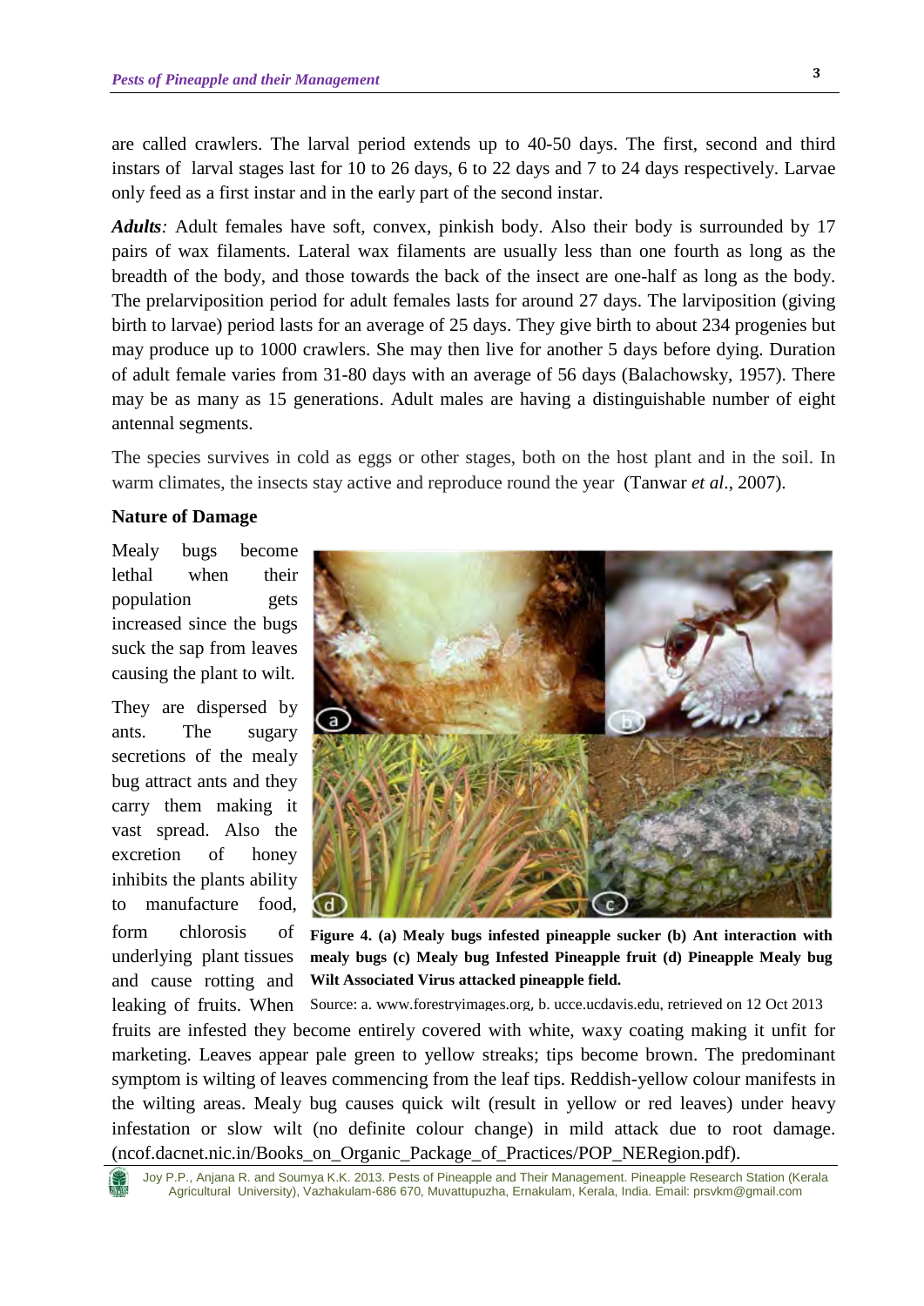are called crawlers. The larval period extends up to 40-50 days. The first, second and third instars of larval stages last for 10 to 26 days, 6 to 22 days and 7 to 24 days respectively. Larvae only feed as a first instar and in the early part of the second instar.

***Adults**:* Adult females have soft, convex, pinkish body. Also their body is surrounded by 17 pairs of wax filaments. Lateral wax filaments are usually less than one fourth as long as the breadth of the body, and those towards the back of the insect are one-half as long as the body. The prelarviposition period for adult females lasts for around 27 days. The larviposition (giving birth to larvae) period lasts for an average of 25 days. They give birth to about 234 progenies but may produce up to 1000 crawlers. She may then live for another 5 days before dying. Duration of adult female varies from 31-80 days with an average of 56 days (Balachowsky, 1957). There may be as many as 15 generations. Adult males are having a distinguishable number of eight antennal segments.

The species survives in cold as eggs or other stages, both on the host plant and in the soil. In warm climates, the insects stay active and reproduce round the year (Tanwar *et al*., 2007).

**Nature of Damage**

Mealy bugs become lethal when their population gets increased since the bugs suck the sap from leaves causing the plant to wilt.

They are dispersed by ants. The sugary secretions of the mealy bug attract ants and they carry them making it vast spread. Also the excretion of honey inhibits the plants ability to manufacture food, form chlorosis of underlying plant tissues and cause rotting and leaking of fruits. When fruits are infested they become entirely covered with white, waxy coating making it unfit for marketing. Leaves appear pale green to yellow streaks; tips become brown. The predominant symptom is wilting of leaves commencing from the leaf tips. Reddish-yellow colour manifests in the wilting areas. Mealy bug causes quick wilt (result in yellow or red leaves) under heavy infestation or slow wilt (no definite colour change) in mild attack due to root damage. (ncof.dacnet.nic.in/Books_on_Organic_Package_of_Practices/POP_NERegion.pdf).

**Figure 4. (a) Mealy bugs infested pineapple sucker (b) Ant interaction with mealy bugs (c) Mealy bug Infested Pineapple fruit (d) Pineapple Mealy bug Wilt Associated Virus attacked pineapple field.**

Source: a. www.forestryimages.org, b. ucce.ucdavis.edu, retrieved on 12 Oct 2013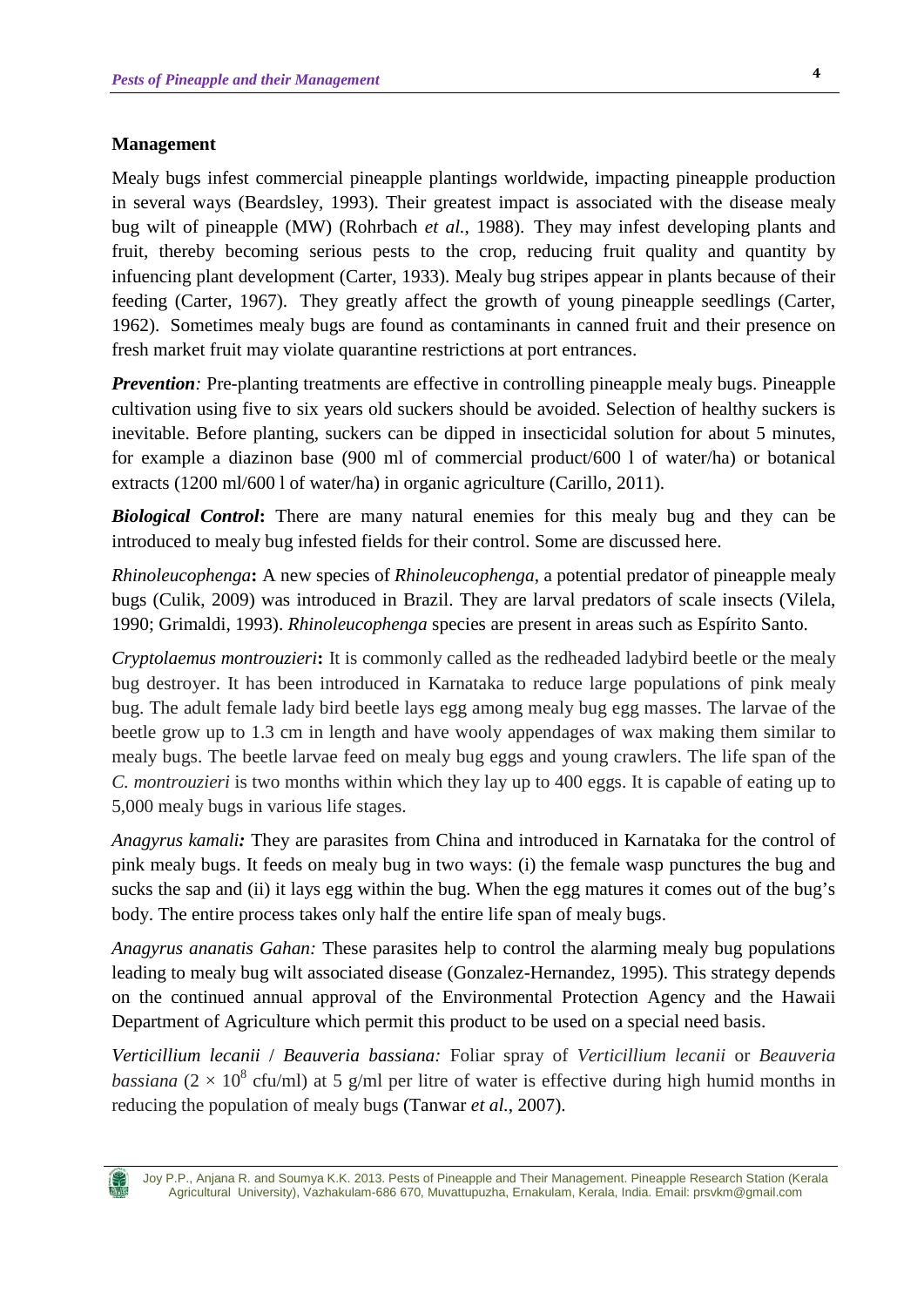## Management

Mealy bugs infest commercial pineapple plantings worldwide, impacting pineapple production in several ways (Beardsley, 1993). Their greatest impact is associated with the disease mealy bug wilt of pineapple (MW) (Rohrbach *et al.*, 1988). They may infest developing plants and fruit, thereby becoming serious pests to the crop, reducing fruit quality and quantity by infuencing plant development (Carter, 1933). Mealy bug stripes appear in plants because of their feeding (Carter, 1967). They greatly affect the growth of young pineapple seedlings (Carter, 1962). Sometimes mealy bugs are found as contaminants in canned fruit and their presence on fresh market fruit may violate quarantine restrictions at port entrances.

***Prevention**:* Pre-planting treatments are effective in controlling pineapple mealy bugs. Pineapple cultivation using five to six years old suckers should be avoided. Selection of healthy suckers is inevitable. Before planting, suckers can be dipped in insecticidal solution for about 5 minutes, for example a diazinon base (900 ml of commercial product/600 l of water/ha) or botanical extracts (1200 ml/600 l of water/ha) in organic agriculture (Carillo, 2011).

***Biological Control*****:** There are many natural enemies for this mealy bug and they can be introduced to mealy bug infested fields for their control. Some are discussed here.

*Rhinoleucophenga***:** A new species of *Rhinoleucophenga*, a potential predator of pineapple mealy bugs (Culik, 2009) was introduced in Brazil. They are larval predators of scale insects (Vilela, 1990; Grimaldi, 1993). *Rhinoleucophenga* species are present in areas such as Espírito Santo.

*Cryptolaemus montrouzieri***:** It is commonly called as the redheaded ladybird beetle or the mealy bug destroyer. It has been introduced in Karnataka to reduce large populations of pink mealy bug. The adult female lady bird beetle lays egg among mealy bug egg masses. The larvae of the beetle grow up to 1.3 cm in length and have wooly appendages of wax making them similar to mealy bugs. The beetle larvae feed on mealy bug eggs and young crawlers. The life span of the *C. montrouzieri* is two months within which they lay up to 400 eggs. It is capable of eating up to 5,000 mealy bugs in various life stages.

*Anagyrus kamali**:*** They are parasites from China and introduced in Karnataka for the control of pink mealy bugs. It feeds on mealy bug in two ways: (i) the female wasp punctures the bug and sucks the sap and (ii) it lays egg within the bug. When the egg matures it comes out of the bug's body. The entire process takes only half the entire life span of mealy bugs.

*Anagyrus ananatis Gahan:* These parasites help to control the alarming mealy bug populations leading to mealy bug wilt associated disease (Gonzalez-Hernandez, 1995). This strategy depends on the continued annual approval of the Environmental Protection Agency and the Hawaii Department of Agriculture which permit this product to be used on a special need basis.

*Verticillium lecanii* / *Beauveria bassiana:* Foliar spray of *Verticillium lecanii* or *Beauveria bassiana* ($2 \times 10^8$ cfu/ml) at 5 g/ml per litre of water is effective during high humid months in reducing the population of mealy bugs (Tanwar *et al.*, 2007).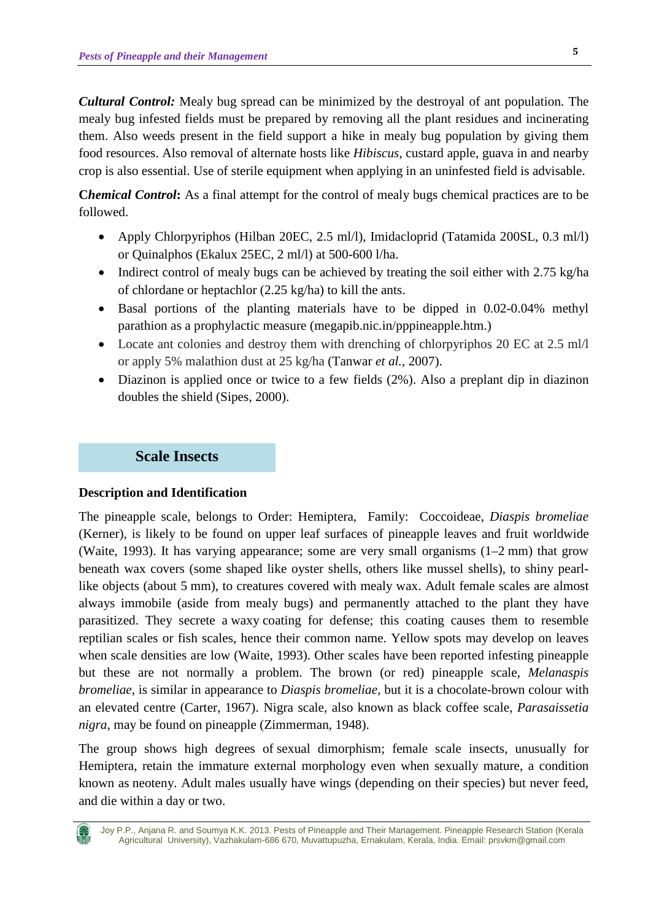***Cultural Control:*** Mealy bug spread can be minimized by the destroyal of ant population. The mealy bug infested fields must be prepared by removing all the plant residues and incinerating them. Also weeds present in the field support a hike in mealy bug population by giving them food resources. Also removal of alternate hosts like *Hibiscus*, custard apple, guava in and nearby crop is also essential. Use of sterile equipment when applying in an uninfested field is advisable.

**C*hemical Control*:** As a final attempt for the control of mealy bugs chemical practices are to be followed.

- Apply Chlorpyriphos (Hilban 20EC, 2.5 ml/l), Imidacloprid (Tatamida 200SL, 0.3 ml/l) or Quinalphos (Ekalux 25EC, 2 ml/l) at 500-600 l/ha.
- Indirect control of mealy bugs can be achieved by treating the soil either with 2.75 kg/ha of chlordane or heptachlor (2.25 kg/ha) to kill the ants.
- Basal portions of the planting materials have to be dipped in 0.02-0.04% methyl parathion as a prophylactic measure (megapib.nic.in/pppineapple.htm.)
- Locate ant colonies and destroy them with drenching of chlorpyriphos 20 EC at 2.5 ml/l or apply 5% malathion dust at 25 kg/ha (Tanwar *et al.*, 2007).
- Diazinon is applied once or twice to a few fields (2%). Also a preplant dip in diazinon doubles the shield (Sipes, 2000).

## Scale Insects

### Description and Identification

The pineapple scale, belongs to Order: Hemiptera, Family: Coccoideae, *Diaspis bromeliae* (Kerner), is likely to be found on upper leaf surfaces of pineapple leaves and fruit worldwide (Waite, 1993). It has varying appearance; some are very small organisms (1–2 mm) that grow beneath wax covers (some shaped like oyster shells, others like mussel shells), to shiny pearl-like objects (about 5 mm), to creatures covered with mealy wax. Adult female scales are almost always immobile (aside from mealy bugs) and permanently attached to the plant they have parasitized. They secrete a waxy coating for defense; this coating causes them to resemble reptilian scales or fish scales, hence their common name. Yellow spots may develop on leaves when scale densities are low (Waite, 1993). Other scales have been reported infesting pineapple but these are not normally a problem. The brown (or red) pineapple scale, *Melanaspis bromeliae*, is similar in appearance to *Diaspis bromeliae*, but it is a chocolate-brown colour with an elevated centre (Carter, 1967). Nigra scale, also known as black coffee scale, *Parasaissetia nigra*, may be found on pineapple (Zimmerman, 1948).

The group shows high degrees of sexual dimorphism; female scale insects, unusually for Hemiptera, retain the immature external morphology even when sexually mature, a condition known as neoteny. Adult males usually have wings (depending on their species) but never feed, and die within a day or two.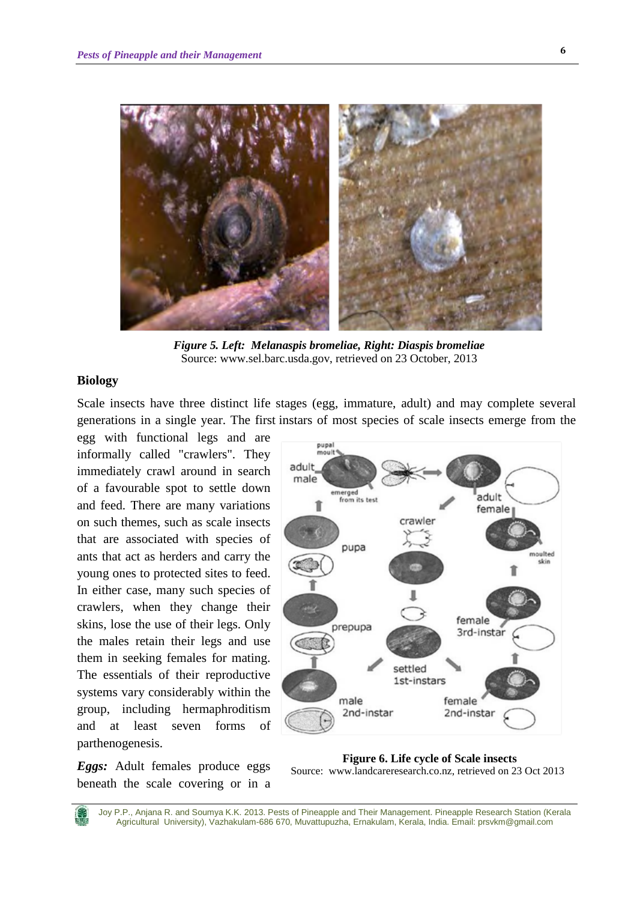*Figure 5. Left: Melanaspis bromeliae, Right: Diaspis bromeliae*
Source: www.sel.barc.usda.gov, retrieved on 23 October, 2013

**Biology**

Scale insects have three distinct life stages (egg, immature, adult) and may complete several generations in a single year. The first instars of most species of scale insects emerge from the egg with functional legs and are informally called "crawlers". They immediately crawl around in search of a favourable spot to settle down and feed. There are many variations on such themes, such as scale insects that are associated with species of ants that act as herders and carry the young ones to protected sites to feed. In either case, many such species of crawlers, when they change their skins, lose the use of their legs. Only the males retain their legs and use them in seeking females for mating. The essentials of their reproductive systems vary considerably within the group, including hermaphroditism and at least seven forms of parthenogenesis.

**Figure 6. Life cycle of Scale insects**
Source: www.landcareresearch.co.nz, retrieved on 23 Oct 2013

***Eggs:*** Adult females produce eggs beneath the scale covering or in a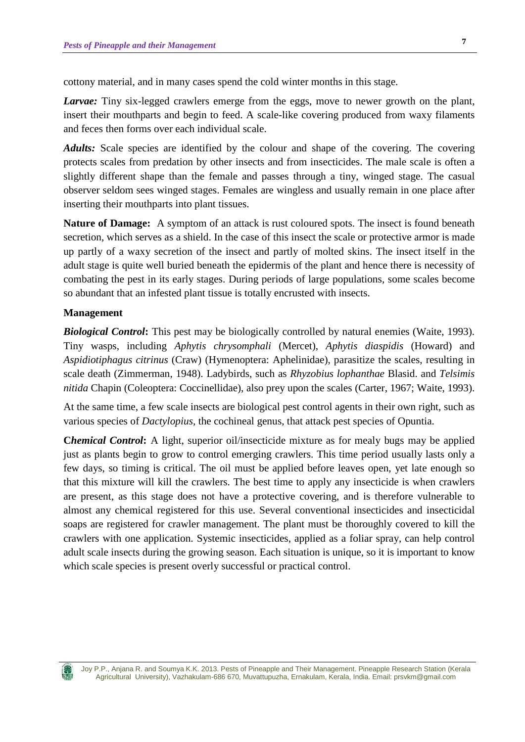cottony material, and in many cases spend the cold winter months in this stage.

***Larvae:*** Tiny six-legged crawlers emerge from the eggs, move to newer growth on the plant, insert their mouthparts and begin to feed. A scale-like covering produced from waxy filaments and feces then forms over each individual scale.

***Adults:*** Scale species are identified by the colour and shape of the covering. The covering protects scales from predation by other insects and from insecticides. The male scale is often a slightly different shape than the female and passes through a tiny, winged stage. The casual observer seldom sees winged stages. Females are wingless and usually remain in one place after inserting their mouthparts into plant tissues.

**Nature of Damage:** A symptom of an attack is rust coloured spots. The insect is found beneath secretion, which serves as a shield. In the case of this insect the scale or protective armor is made up partly of a waxy secretion of the insect and partly of molted skins. The insect itself in the adult stage is quite well buried beneath the epidermis of the plant and hence there is necessity of combating the pest in its early stages. During periods of large populations, some scales become so abundant that an infested plant tissue is totally encrusted with insects.

**Management**

***Biological Control*:** This pest may be biologically controlled by natural enemies (Waite, 1993). Tiny wasps, including *Aphytis chrysomphali* (Mercet), *Aphytis diaspidis* (Howard) and *Aspidiotiphagus citrinus* (Craw) (Hymenoptera: Aphelinidae), parasitize the scales, resulting in scale death (Zimmerman, 1948). Ladybirds, such as *Rhyzobius lophanthae* Blasid. and *Telsimis nitida* Chapin (Coleoptera: Coccinellidae), also prey upon the scales (Carter, 1967; Waite, 1993).

At the same time, a few scale insects are biological pest control agents in their own right, such as various species of *Dactylopius*, the cochineal genus, that attack pest species of Opuntia.

***Chemical Control*:** A light, superior oil/insecticide mixture as for mealy bugs may be applied just as plants begin to grow to control emerging crawlers. This time period usually lasts only a few days, so timing is critical. The oil must be applied before leaves open, yet late enough so that this mixture will kill the crawlers. The best time to apply any insecticide is when crawlers are present, as this stage does not have a protective covering, and is therefore vulnerable to almost any chemical registered for this use. Several conventional insecticides and insecticidal soaps are registered for crawler management. The plant must be thoroughly covered to kill the crawlers with one application. Systemic insecticides, applied as a foliar spray, can help control adult scale insects during the growing season. Each situation is unique, so it is important to know which scale species is present overly successful or practical control.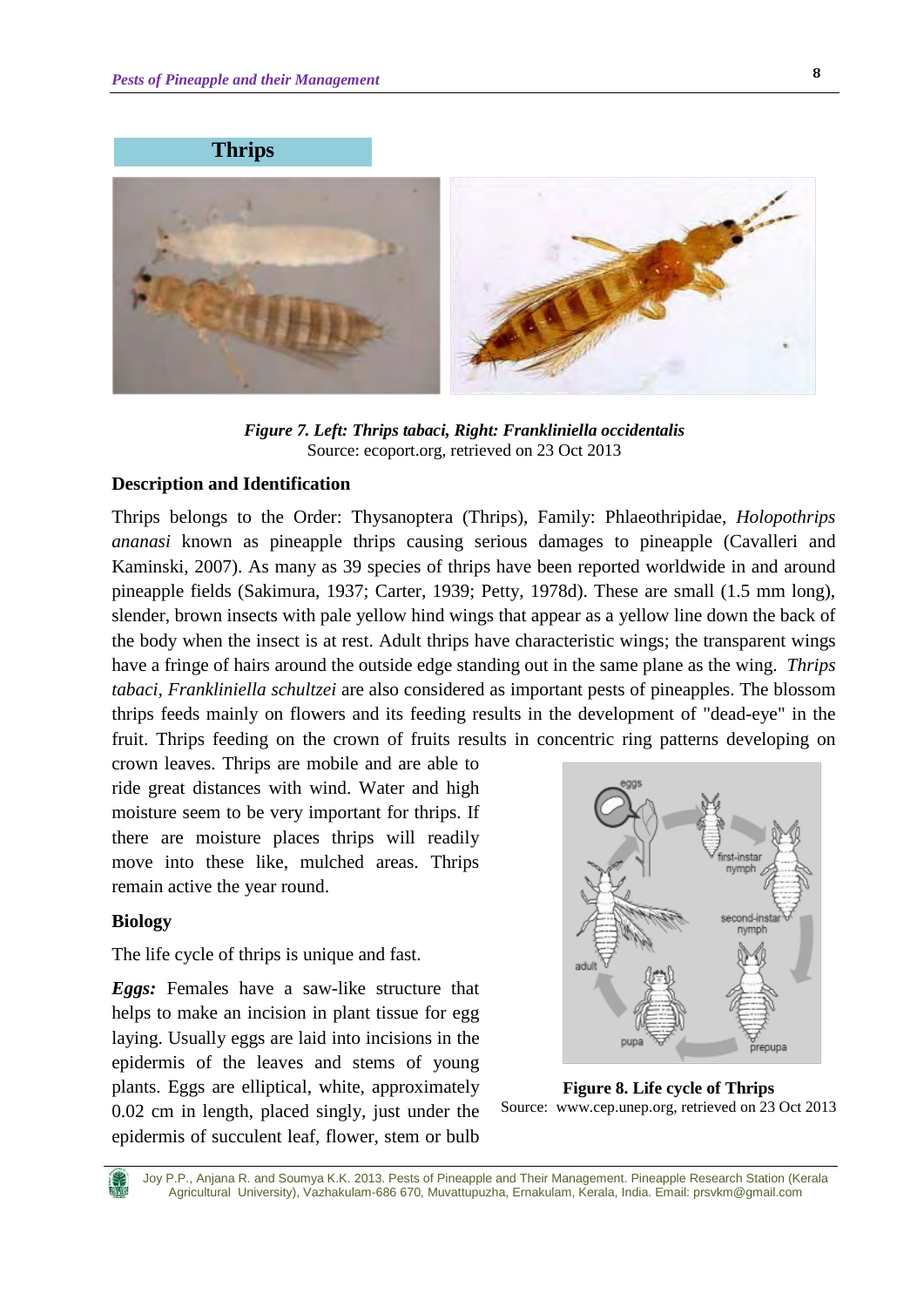## Thrips

*Figure 7. Left: Thrips tabaci, Right: Frankliniella occidentalis*
Source: ecoport.org, retrieved on 23 Oct 2013

### Description and Identification

Thrips belongs to the Order: Thysanoptera (Thrips), Family: Phlaeothripidae, *Holopothrips ananasi* known as pineapple thrips causing serious damages to pineapple (Cavalleri and Kaminski, 2007). As many as 39 species of thrips have been reported worldwide in and around pineapple fields (Sakimura, 1937; Carter, 1939; Petty, 1978d). These are small (1.5 mm long), slender, brown insects with pale yellow hind wings that appear as a yellow line down the back of the body when the insect is at rest. Adult thrips have characteristic wings; the transparent wings have a fringe of hairs around the outside edge standing out in the same plane as the wing. *Thrips tabaci, Frankliniella schultzei* are also considered as important pests of pineapples. The blossom thrips feeds mainly on flowers and its feeding results in the development of "dead-eye" in the fruit. Thrips feeding on the crown of fruits results in concentric ring patterns developing on crown leaves. Thrips are mobile and are able to ride great distances with wind. Water and high moisture seem to be very important for thrips. If there are moisture places thrips will readily move into these like, mulched areas. Thrips remain active the year round.

### Biology

The life cycle of thrips is unique and fast.

***Eggs:*** Females have a saw-like structure that helps to make an incision in plant tissue for egg laying. Usually eggs are laid into incisions in the epidermis of the leaves and stems of young plants. Eggs are elliptical, white, approximately 0.02 cm in length, placed singly, just under the epidermis of succulent leaf, flower, stem or bulb

**Figure 8. Life cycle of Thrips**
Source: www.cep.unep.org, retrieved on 23 Oct 2013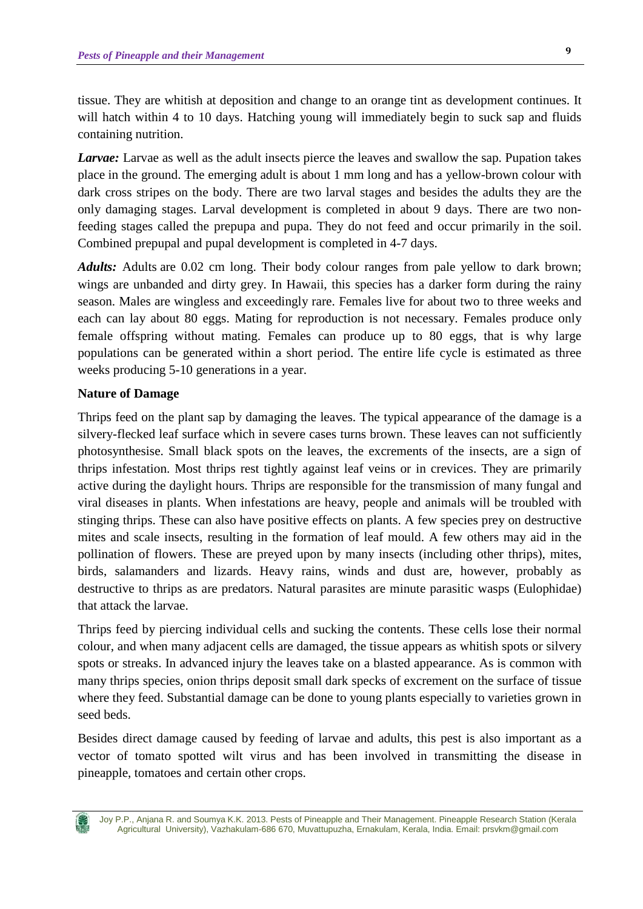tissue. They are whitish at deposition and change to an orange tint as development continues. It will hatch within 4 to 10 days. Hatching young will immediately begin to suck sap and fluids containing nutrition.

***Larvae:*** Larvae as well as the adult insects pierce the leaves and swallow the sap. Pupation takes place in the ground. The emerging adult is about 1 mm long and has a yellow-brown colour with dark cross stripes on the body. There are two larval stages and besides the adults they are the only damaging stages. Larval development is completed in about 9 days. There are two non-feeding stages called the prepupa and pupa. They do not feed and occur primarily in the soil. Combined prepupal and pupal development is completed in 4-7 days.

***Adults:*** Adults are 0.02 cm long. Their body colour ranges from pale yellow to dark brown; wings are unbanded and dirty grey. In Hawaii, this species has a darker form during the rainy season. Males are wingless and exceedingly rare. Females live for about two to three weeks and each can lay about 80 eggs. Mating for reproduction is not necessary. Females produce only female offspring without mating. Females can produce up to 80 eggs, that is why large populations can be generated within a short period. The entire life cycle is estimated as three weeks producing 5-10 generations in a year.

**Nature of Damage**

Thrips feed on the plant sap by damaging the leaves. The typical appearance of the damage is a silvery-flecked leaf surface which in severe cases turns brown. These leaves can not sufficiently photosynthesise. Small black spots on the leaves, the excrements of the insects, are a sign of thrips infestation. Most thrips rest tightly against leaf veins or in crevices. They are primarily active during the daylight hours. Thrips are responsible for the transmission of many fungal and viral diseases in plants. When infestations are heavy, people and animals will be troubled with stinging thrips. These can also have positive effects on plants. A few species prey on destructive mites and scale insects, resulting in the formation of leaf mould. A few others may aid in the pollination of flowers. These are preyed upon by many insects (including other thrips), mites, birds, salamanders and lizards. Heavy rains, winds and dust are, however, probably as destructive to thrips as are predators. Natural parasites are minute parasitic wasps (Eulophidae) that attack the larvae.

Thrips feed by piercing individual cells and sucking the contents. These cells lose their normal colour, and when many adjacent cells are damaged, the tissue appears as whitish spots or silvery spots or streaks. In advanced injury the leaves take on a blasted appearance. As is common with many thrips species, onion thrips deposit small dark specks of excrement on the surface of tissue where they feed. Substantial damage can be done to young plants especially to varieties grown in seed beds.

Besides direct damage caused by feeding of larvae and adults, this pest is also important as a vector of tomato spotted wilt virus and has been involved in transmitting the disease in pineapple, tomatoes and certain other crops.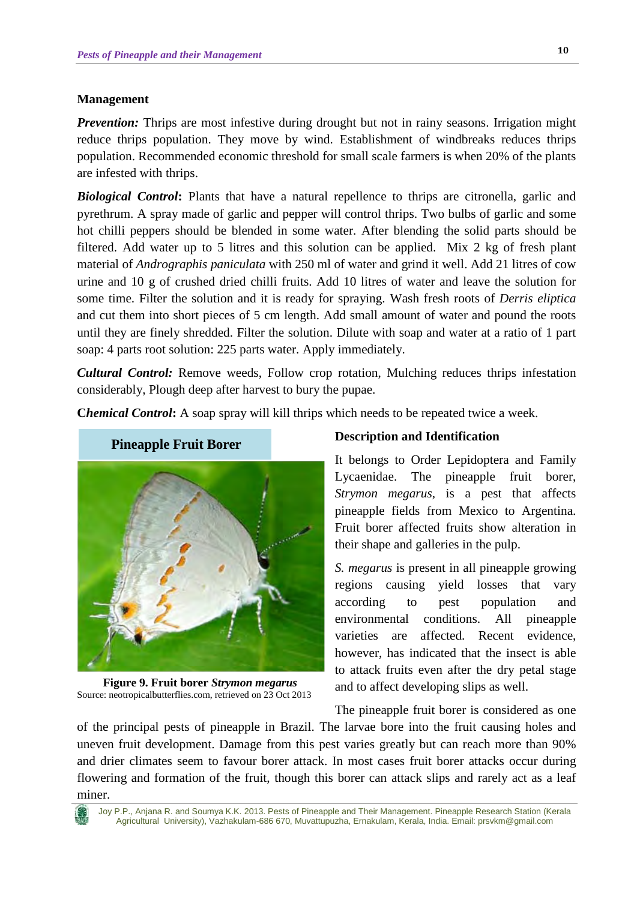## Management

***Prevention:*** Thrips are most infestive during drought but not in rainy seasons. Irrigation might reduce thrips population. They move by wind. Establishment of windbreaks reduces thrips population. Recommended economic threshold for small scale farmers is when 20% of the plants are infested with thrips.

***Biological Control*:** Plants that have a natural repellence to thrips are citronella, garlic and pyrethrum. A spray made of garlic and pepper will control thrips. Two bulbs of garlic and some hot chilli peppers should be blended in some water. After blending the solid parts should be filtered. Add water up to 5 litres and this solution can be applied. Mix 2 kg of fresh plant material of *Andrographis paniculata* with 250 ml of water and grind it well. Add 21 litres of cow urine and 10 g of crushed dried chilli fruits. Add 10 litres of water and leave the solution for some time. Filter the solution and it is ready for spraying. Wash fresh roots of *Derris eliptica* and cut them into short pieces of 5 cm length. Add small amount of water and pound the roots until they are finely shredded. Filter the solution. Dilute with soap and water at a ratio of 1 part soap: 4 parts root solution: 225 parts water. Apply immediately.

***Cultural Control:*** Remove weeds, Follow crop rotation, Mulching reduces thrips infestation considerably, Plough deep after harvest to bury the pupae.

***Chemical Control*:** A soap spray will kill thrips which needs to be repeated twice a week.

## Pineapple Fruit Borer

**Figure 9. Fruit borer *Strymon megarus***
Source: neotropicalbutterflies.com, retrieved on 23 Oct 2013

### Description and Identification

It belongs to Order Lepidoptera and Family Lycaenidae. The pineapple fruit borer, *Strymon megarus,* is a pest that affects pineapple fields from Mexico to Argentina. Fruit borer affected fruits show alteration in their shape and galleries in the pulp.

*S. megarus* is present in all pineapple growing regions causing yield losses that vary according to pest population and environmental conditions. All pineapple varieties are affected. Recent evidence, however, has indicated that the insect is able to attack fruits even after the dry petal stage and to affect developing slips as well.

The pineapple fruit borer is considered as one of the principal pests of pineapple in Brazil. The larvae bore into the fruit causing holes and uneven fruit development. Damage from this pest varies greatly but can reach more than 90% and drier climates seem to favour borer attack. In most cases fruit borer attacks occur during flowering and formation of the fruit, though this borer can attack slips and rarely act as a leaf miner.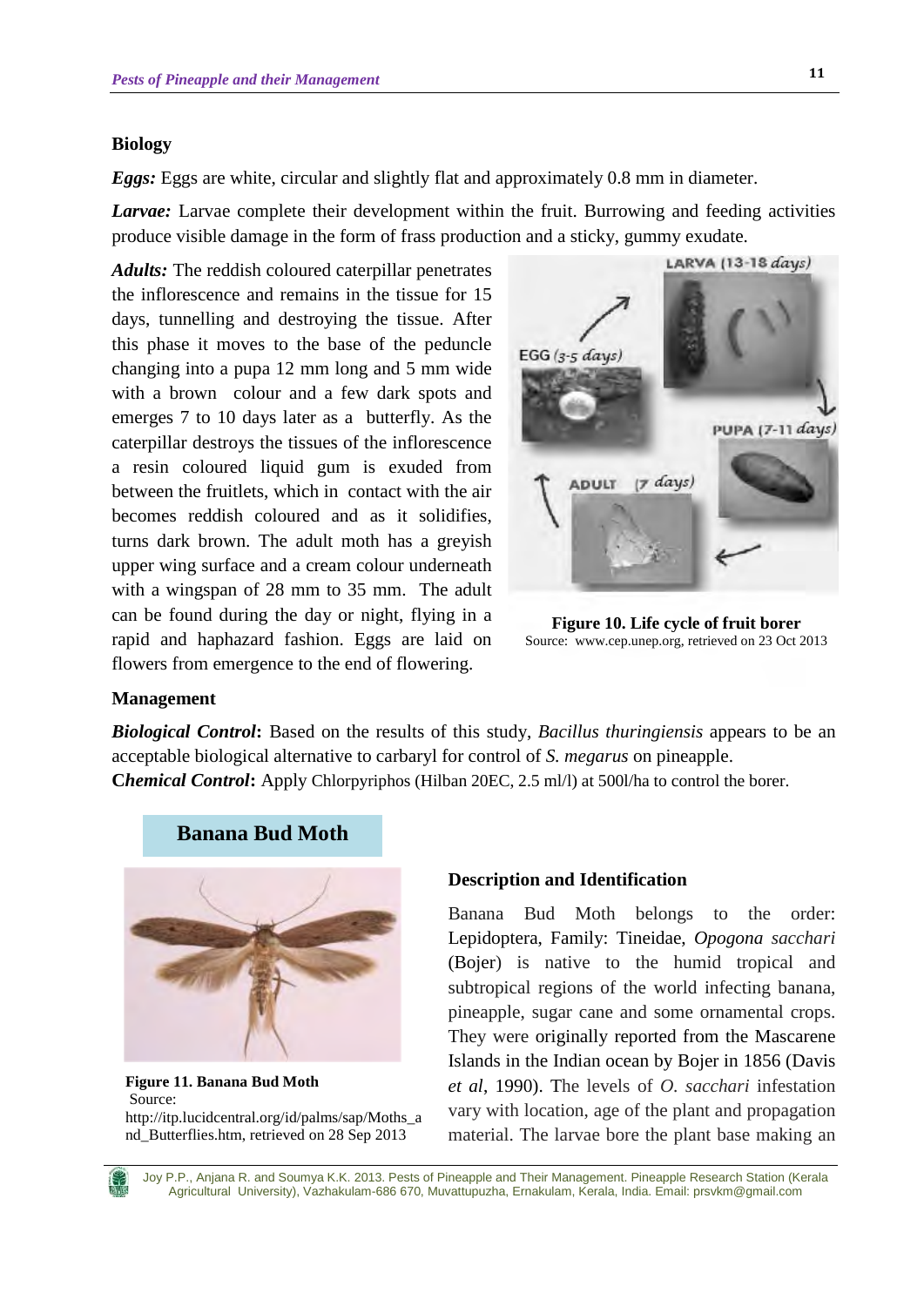### Biology

***Eggs:*** Eggs are white, circular and slightly flat and approximately 0.8 mm in diameter.

***Larvae:*** Larvae complete their development within the fruit. Burrowing and feeding activities produce visible damage in the form of frass production and a sticky, gummy exudate.

***Adults:*** The reddish coloured caterpillar penetrates the inflorescence and remains in the tissue for 15 days, tunnelling and destroying the tissue. After this phase it moves to the base of the peduncle changing into a pupa 12 mm long and 5 mm wide with a brown colour and a few dark spots and emerges 7 to 10 days later as a butterfly. As the caterpillar destroys the tissues of the inflorescence a resin coloured liquid gum is exuded from between the fruitlets, which in contact with the air becomes reddish coloured and as it solidifies, turns dark brown. The adult moth has a greyish upper wing surface and a cream colour underneath with a wingspan of 28 mm to 35 mm. The adult can be found during the day or night, flying in a rapid and haphazard fashion. Eggs are laid on flowers from emergence to the end of flowering.

**Figure 10. Life cycle of fruit borer**
Source: www.cep.unep.org, retrieved on 23 Oct 2013

### Management

***Biological Control*:** Based on the results of this study, *Bacillus thuringiensis* appears to be an acceptable biological alternative to carbaryl for control of *S. megarus* on pineapple.

***Chemical Control*:** Apply Chlorpyriphos (Hilban 20EC, 2.5 ml/l) at 500l/ha to control the borer.

## Banana Bud Moth

**Figure 11. Banana Bud Moth**
Source: http://itp.lucidcentral.org/id/palms/sap/Moths_and_Butterflies.htm, retrieved on 28 Sep 2013

### Description and Identification

Banana Bud Moth belongs to the order: Lepidoptera, Family: Tineidae, *Opogona sacchari* (Bojer) is native to the humid tropical and subtropical regions of the world infecting banana, pineapple, sugar cane and some ornamental crops. They were originally reported from the Mascarene Islands in the Indian ocean by Bojer in 1856 (Davis *et al*, 1990). The levels of *O. sacchari* infestation vary with location, age of the plant and propagation material. The larvae bore the plant base making an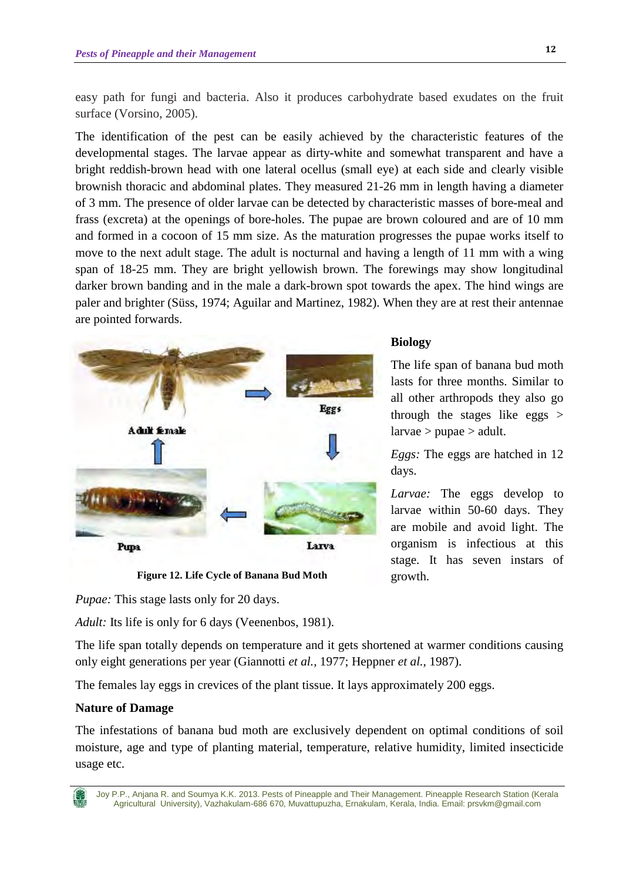easy path for fungi and bacteria. Also it produces carbohydrate based exudates on the fruit surface (Vorsino, 2005).

The identification of the pest can be easily achieved by the characteristic features of the developmental stages. The larvae appear as dirty-white and somewhat transparent and have a bright reddish-brown head with one lateral ocellus (small eye) at each side and clearly visible brownish thoracic and abdominal plates. They measured 21-26 mm in length having a diameter of 3 mm. The presence of older larvae can be detected by characteristic masses of bore-meal and frass (excreta) at the openings of bore-holes. The pupae are brown coloured and are of 10 mm and formed in a cocoon of 15 mm size. As the maturation progresses the pupae works itself to move to the next adult stage. The adult is nocturnal and having a length of 11 mm with a wing span of 18-25 mm. They are bright yellowish brown. The forewings may show longitudinal darker brown banding and in the male a dark-brown spot towards the apex. The hind wings are paler and brighter (Süss, 1974; Aguilar and Martinez, 1982). When they are at rest their antennae are pointed forwards.

**Figure 12. Life Cycle of Banana Bud Moth**

## Biology

The life span of banana bud moth lasts for three months. Similar to all other arthropods they also go through the stages like eggs > larvae > pupae > adult.

*Eggs:* The eggs are hatched in 12 days.

*Larvae:* The eggs develop to larvae within 50-60 days. They are mobile and avoid light. The organism is infectious at this stage. It has seven instars of growth.

*Pupae:* This stage lasts only for 20 days.

*Adult:* Its life is only for 6 days (Veenenbos, 1981).

The life span totally depends on temperature and it gets shortened at warmer conditions causing only eight generations per year (Giannotti *et al.*, 1977; Heppner *et al.*, 1987).

The females lay eggs in crevices of the plant tissue. It lays approximately 200 eggs.

## Nature of Damage

The infestations of banana bud moth are exclusively dependent on optimal conditions of soil moisture, age and type of planting material, temperature, relative humidity, limited insecticide usage etc.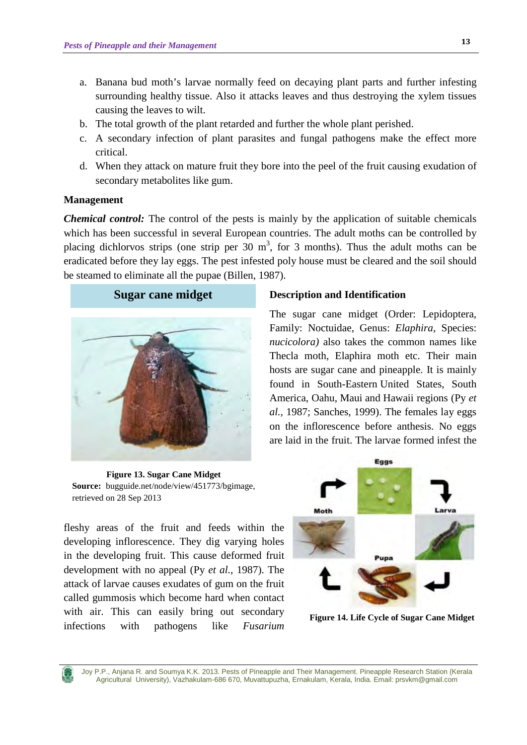a. Banana bud moth's larvae normally feed on decaying plant parts and further infesting surrounding healthy tissue. Also it attacks leaves and thus destroying the xylem tissues causing the leaves to wilt.
b. The total growth of the plant retarded and further the whole plant perished.
c. A secondary infection of plant parasites and fungal pathogens make the effect more critical.
d. When they attack on mature fruit they bore into the peel of the fruit causing exudation of secondary metabolites like gum.

**Management**

***Chemical control:*** The control of the pests is mainly by the application of suitable chemicals which has been successful in several European countries. The adult moths can be controlled by placing dichlorvos strips (one strip per 30 $m^3$, for 3 months). Thus the adult moths can be eradicated before they lay eggs. The pest infested poly house must be cleared and the soil should be steamed to eliminate all the pupae (Billen, 1987).

## Sugar cane midget

**Figure 13. Sugar Cane Midget**
**Source:** bugguide.net/node/view/451773/bgimage, retrieved on 28 Sep 2013

**Description and Identification**

The sugar cane midget (Order: Lepidoptera, Family: Noctuidae, Genus: *Elaphira*, Species: *nucicolora)* also takes the common names like Thecla moth, Elaphira moth etc. Their main hosts are sugar cane and pineapple. It is mainly found in South-Eastern United States, South America, Oahu, Maui and Hawaii regions (Py *et al.*, 1987; Sanches, 1999). The females lay eggs on the inflorescence before anthesis. No eggs are laid in the fruit. The larvae formed infest the fleshy areas of the fruit and feeds within the developing inflorescence. They dig varying holes in the developing fruit. This cause deformed fruit development with no appeal (Py *et al.*, 1987). The attack of larvae causes exudates of gum on the fruit called gummosis which become hard when contact with air. This can easily bring out secondary infections with pathogens like *Fusarium*

**Figure 14. Life Cycle of Sugar Cane Midget**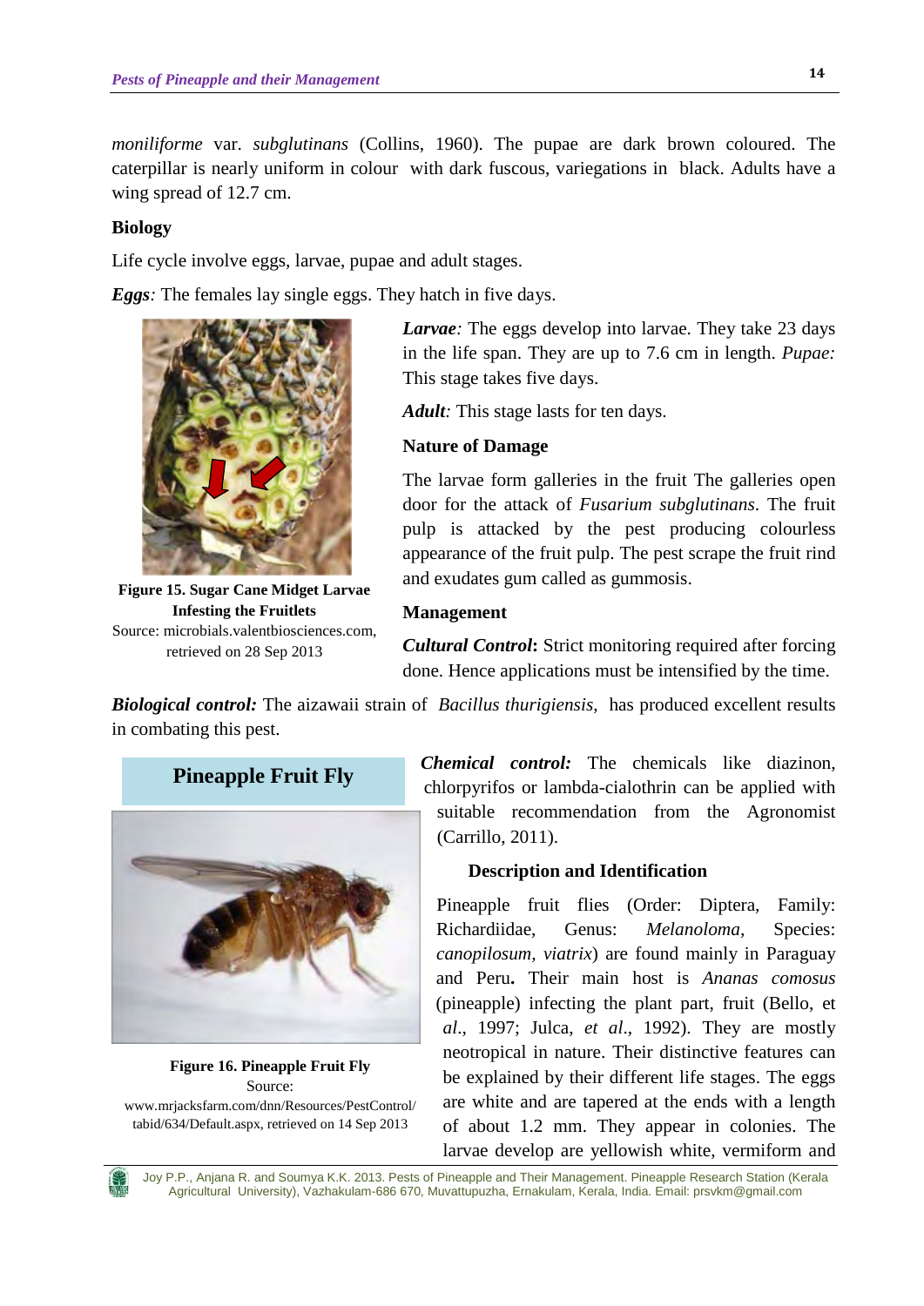*moniliforme* var. *subglutinans* (Collins, 1960). The pupae are dark brown coloured. The caterpillar is nearly uniform in colour with dark fuscous, variegations in black. Adults have a wing spread of 12.7 cm.

**Biology**

Life cycle involve eggs, larvae, pupae and adult stages.

***Eggs**:* The females lay single eggs. They hatch in five days.

***Larvae**:* The eggs develop into larvae. They take 23 days in the life span. They are up to 7.6 cm in length. *Pupae:* This stage takes five days.

***Adult**:* This stage lasts for ten days.

**Figure 15. Sugar Cane Midget Larvae Infesting the Fruitlets**
Source: microbials.valentbiosciences.com, retrieved on 28 Sep 2013

**Nature of Damage**

The larvae form galleries in the fruit The galleries open door for the attack of *Fusarium subglutinans*. The fruit pulp is attacked by the pest producing colourless appearance of the fruit pulp. The pest scrape the fruit rind and exudates gum called as gummosis.

**Management**

***Cultural Control*:** Strict monitoring required after forcing done. Hence applications must be intensified by the time.

***Biological control:*** The aizawaii strain of *Bacillus thurigiensis*, has produced excellent results in combating this pest.

***Chemical control:*** The chemicals like diazinon, chlorpyrifos or lambda-cialothrin can be applied with suitable recommendation from the Agronomist (Carrillo, 2011).

## Pineapple Fruit Fly

**Figure 16. Pineapple Fruit Fly**
Source: www.mrjacksfarm.com/dnn/Resources/PestControl/tabid/634/Default.aspx, retrieved on 14 Sep 2013

**Description and Identification**

Pineapple fruit flies (Order: Diptera, Family: Richardiidae, Genus: *Melanoloma*, Species: *canopilosum*, *viatrix*) are found mainly in Paraguay and Peru**.** Their main host is *Ananas comosus* (pineapple) infecting the plant part, fruit (Bello, et *al*., 1997; Julca, *et al*., 1992). They are mostly neotropical in nature. Their distinctive features can be explained by their different life stages. The eggs are white and are tapered at the ends with a length of about 1.2 mm. They appear in colonies. The larvae develop are yellowish white, vermiform and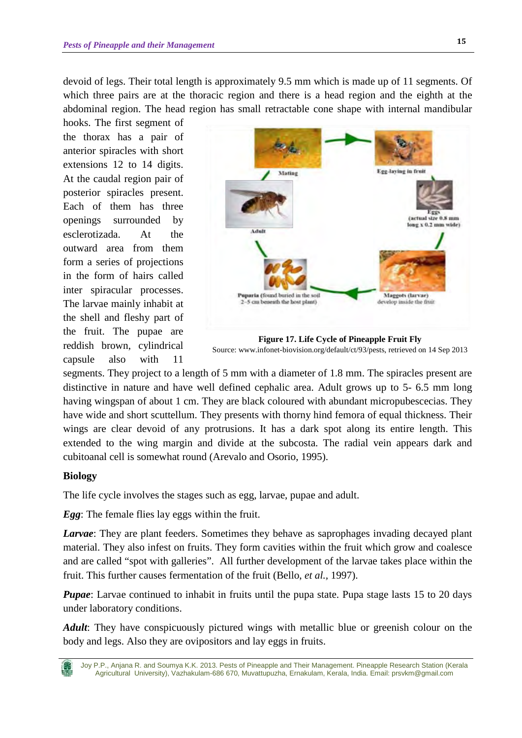devoid of legs. Their total length is approximately 9.5 mm which is made up of 11 segments. Of which three pairs are at the thoracic region and there is a head region and the eighth at the abdominal region. The head region has small retractable cone shape with internal mandibular hooks. The first segment of the thorax has a pair of anterior spiracles with short extensions 12 to 14 digits. At the caudal region pair of posterior spiracles present. Each of them has three openings surrounded by esclerotizada. At the outward area from them form a series of projections in the form of hairs called inter spiracular processes. The larvae mainly inhabit at the shell and fleshy part of the fruit. The pupae are reddish brown, cylindrical capsule also with 11 segments. They project to a length of 5 mm with a diameter of 1.8 mm. The spiracles present are distinctive in nature and have well defined cephalic area. Adult grows up to 5- 6.5 mm long having wingspan of about 1 cm. They are black coloured with abundant micropubescecias. They have wide and short scuttellum. They presents with thorny hind femora of equal thickness. Their wings are clear devoid of any protrusions. It has a dark spot along its entire length. This extended to the wing margin and divide at the subcosta. The radial vein appears dark and cubitoanal cell is somewhat round (Arevalo and Osorio, 1995).

**Figure 17. Life Cycle of Pineapple Fruit Fly**

Source: www.infonet-biovision.org/default/ct/93/pests, retrieved on 14 Sep 2013

### Biology

The life cycle involves the stages such as egg, larvae, pupae and adult.

***Egg***: The female flies lay eggs within the fruit.

***Larvae***: They are plant feeders. Sometimes they behave as saprophages invading decayed plant material. They also infest on fruits. They form cavities within the fruit which grow and coalesce and are called "spot with galleries". All further development of the larvae takes place within the fruit. This further causes fermentation of the fruit (Bello, *et al.*, 1997).

***Pupae***: Larvae continued to inhabit in fruits until the pupa state. Pupa stage lasts 15 to 20 days under laboratory conditions.

***Adult***: They have conspicuously pictured wings with metallic blue or greenish colour on the body and legs. Also they are ovipositors and lay eggs in fruits.

Joy P.P., Anjana R. and Soumya K.K. 2013. Pests of Pineapple and Their Management. Pineapple Research Station (Kerala Agricultural University), Vazhakulam-686 670, Muvattupuzha, Ernakulam, Kerala, India. Email: prsvkm@gmail.com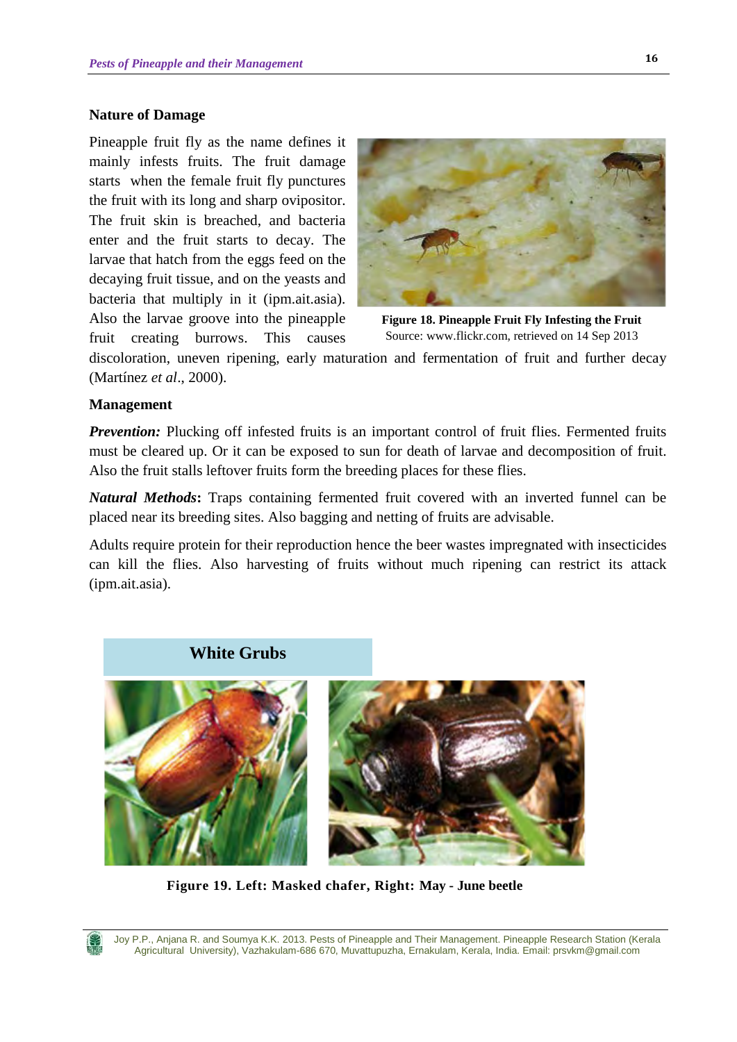## Nature of Damage

Pineapple fruit fly as the name defines it mainly infests fruits. The fruit damage starts when the female fruit fly punctures the fruit with its long and sharp ovipositor. The fruit skin is breached, and bacteria enter and the fruit starts to decay. The larvae that hatch from the eggs feed on the decaying fruit tissue, and on the yeasts and bacteria that multiply in it (ipm.ait.asia). Also the larvae groove into the pineapple fruit creating burrows. This causes discoloration, uneven ripening, early maturation and fermentation of fruit and further decay (Martínez *et al*., 2000).

**Figure 18. Pineapple Fruit Fly Infesting the Fruit**
Source: www.flickr.com, retrieved on 14 Sep 2013

## Management

***Prevention:*** Plucking off infested fruits is an important control of fruit flies. Fermented fruits must be cleared up. Or it can be exposed to sun for death of larvae and decomposition of fruit. Also the fruit stalls leftover fruits form the breeding places for these flies.

***Natural Methods*:** Traps containing fermented fruit covered with an inverted funnel can be placed near its breeding sites. Also bagging and netting of fruits are advisable.

Adults require protein for their reproduction hence the beer wastes impregnated with insecticides can kill the flies. Also harvesting of fruits without much ripening can restrict its attack (ipm.ait.asia).

# White Grubs

**Figure 19. Left: Masked chafer, Right: May - June beetle**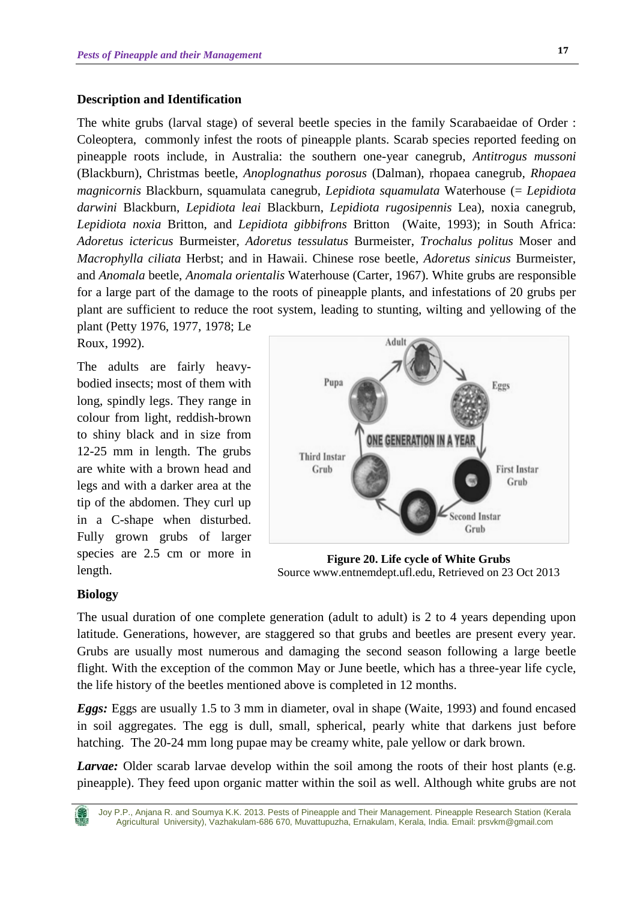## Description and Identification

The white grubs (larval stage) of several beetle species in the family Scarabaeidae of Order : Coleoptera, commonly infest the roots of pineapple plants. Scarab species reported feeding on pineapple roots include, in Australia: the southern one-year canegrub, *Antitrogus mussoni* (Blackburn), Christmas beetle, *Anoplognathus porosus* (Dalman), rhopaea canegrub, *Rhopaea magnicornis* Blackburn, squamulata canegrub, *Lepidiota squamulata* Waterhouse (= *Lepidiota darwini* Blackburn, *Lepidiota leai* Blackburn, *Lepidiota rugosipennis* Lea), noxia canegrub, *Lepidiota noxia* Britton, and *Lepidiota gibbifrons* Britton (Waite, 1993); in South Africa: *Adoretus ictericus* Burmeister, *Adoretus tessulatus* Burmeister, *Trochalus politus* Moser and *Macrophylla ciliata* Herbst; and in Hawaii. Chinese rose beetle, *Adoretus sinicus* Burmeister, and *Anomala* beetle, *Anomala orientalis* Waterhouse (Carter, 1967). White grubs are responsible for a large part of the damage to the roots of pineapple plants, and infestations of 20 grubs per plant are sufficient to reduce the root system, leading to stunting, wilting and yellowing of the plant (Petty 1976, 1977, 1978; Le Roux, 1992).

The adults are fairly heavy-bodied insects; most of them with long, spindly legs. They range in colour from light, reddish-brown to shiny black and in size from 12-25 mm in length. The grubs are white with a brown head and legs and with a darker area at the tip of the abdomen. They curl up in a C-shape when disturbed. Fully grown grubs of larger species are 2.5 cm or more in length.

**Figure 20. Life cycle of White Grubs**
Source www.entnemdept.ufl.edu, Retrieved on 23 Oct 2013

## Biology

The usual duration of one complete generation (adult to adult) is 2 to 4 years depending upon latitude. Generations, however, are staggered so that grubs and beetles are present every year. Grubs are usually most numerous and damaging the second season following a large beetle flight. With the exception of the common May or June beetle, which has a three-year life cycle, the life history of the beetles mentioned above is completed in 12 months.

***Eggs:*** Eggs are usually 1.5 to 3 mm in diameter, oval in shape (Waite, 1993) and found encased in soil aggregates. The egg is dull, small, spherical, pearly white that darkens just before hatching. The 20-24 mm long pupae may be creamy white, pale yellow or dark brown.

***Larvae:*** Older scarab larvae develop within the soil among the roots of their host plants (e.g. pineapple). They feed upon organic matter within the soil as well. Although white grubs are not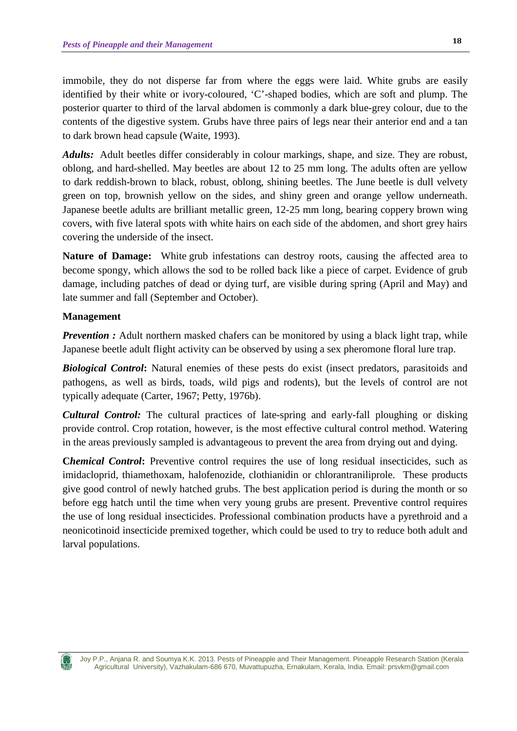immobile, they do not disperse far from where the eggs were laid. White grubs are easily identified by their white or ivory-coloured, 'C'-shaped bodies, which are soft and plump. The posterior quarter to third of the larval abdomen is commonly a dark blue-grey colour, due to the contents of the digestive system. Grubs have three pairs of legs near their anterior end and a tan to dark brown head capsule (Waite, 1993).

***Adults:*** Adult beetles differ considerably in colour markings, shape, and size. They are robust, oblong, and hard-shelled. May beetles are about 12 to 25 mm long. The adults often are yellow to dark reddish-brown to black, robust, oblong, shining beetles. The June beetle is dull velvety green on top, brownish yellow on the sides, and shiny green and orange yellow underneath. Japanese beetle adults are brilliant metallic green, 12-25 mm long, bearing coppery brown wing covers, with five lateral spots with white hairs on each side of the abdomen, and short grey hairs covering the underside of the insect.

**Nature of Damage:** White grub infestations can destroy roots, causing the affected area to become spongy, which allows the sod to be rolled back like a piece of carpet. Evidence of grub damage, including patches of dead or dying turf, are visible during spring (April and May) and late summer and fall (September and October).

**Management**

***Prevention :*** Adult northern masked chafers can be monitored by using a black light trap, while Japanese beetle adult flight activity can be observed by using a sex pheromone floral lure trap.

***Biological Control*:** Natural enemies of these pests do exist (insect predators, parasitoids and pathogens, as well as birds, toads, wild pigs and rodents), but the levels of control are not typically adequate (Carter, 1967; Petty, 1976b).

***Cultural Control:*** The cultural practices of late-spring and early-fall ploughing or disking provide control. Crop rotation, however, is the most effective cultural control method. Watering in the areas previously sampled is advantageous to prevent the area from drying out and dying.

***Chemical Control*:** Preventive control requires the use of long residual insecticides, such as imidacloprid, thiamethoxam, halofenozide, clothianidin or chlorantraniliprole. These products give good control of newly hatched grubs. The best application period is during the month or so before egg hatch until the time when very young grubs are present. Preventive control requires the use of long residual insecticides. Professional combination products have a pyrethroid and a neonicotinoid insecticide premixed together, which could be used to try to reduce both adult and larval populations.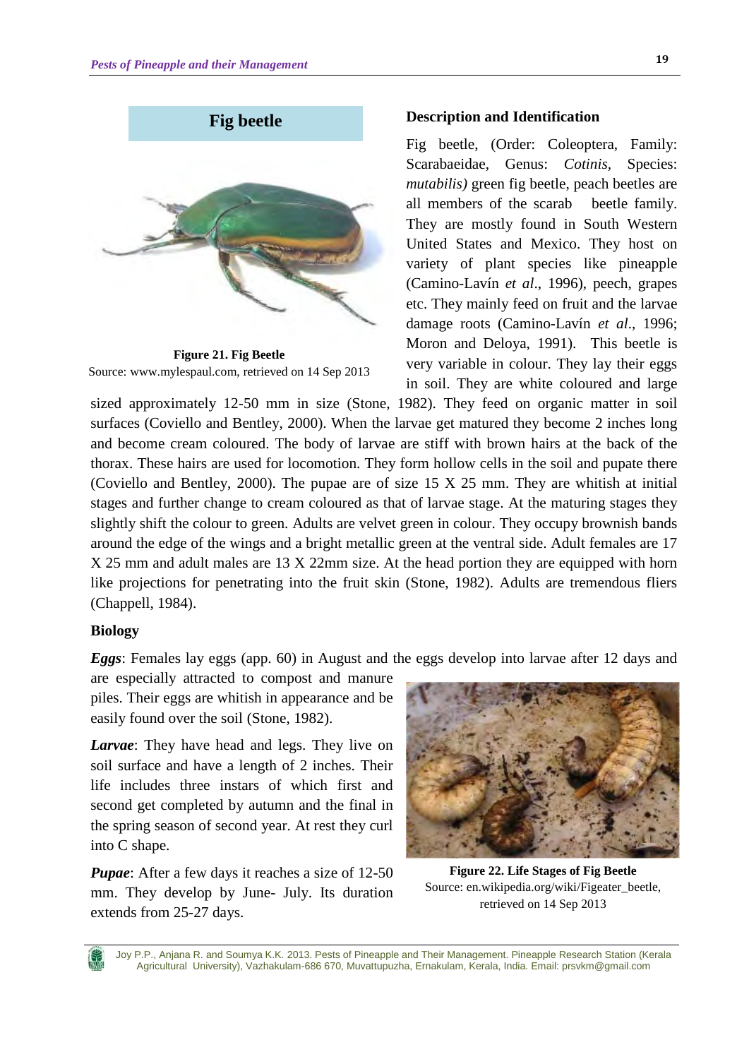## Fig beetle

Figure 21. Fig Beetle
Source: www.mylespaul.com, retrieved on 14 Sep 2013

### Description and Identification

Fig beetle, (Order: Coleoptera, Family: Scarabaeidae, Genus: *Cotinis*, Species: *mutabilis)* green fig beetle, peach beetles are all members of the scarab beetle family. They are mostly found in South Western United States and Mexico. They host on variety of plant species like pineapple (Camino-Lavín *et al*., 1996), peech, grapes etc. They mainly feed on fruit and the larvae damage roots (Camino-Lavín *et al*., 1996; Moron and Deloya, 1991). This beetle is very variable in colour. They lay their eggs in soil. They are white coloured and large sized approximately 12-50 mm in size (Stone, 1982). They feed on organic matter in soil surfaces (Coviello and Bentley, 2000). When the larvae get matured they become 2 inches long and become cream coloured. The body of larvae are stiff with brown hairs at the back of the thorax. These hairs are used for locomotion. They form hollow cells in the soil and pupate there (Coviello and Bentley, 2000). The pupae are of size 15 X 25 mm. They are whitish at initial stages and further change to cream coloured as that of larvae stage. At the maturing stages they slightly shift the colour to green. Adults are velvet green in colour. They occupy brownish bands around the edge of the wings and a bright metallic green at the ventral side. Adult females are 17 X 25 mm and adult males are 13 X 22mm size. At the head portion they are equipped with horn like projections for penetrating into the fruit skin (Stone, 1982). Adults are tremendous fliers (Chappell, 1984).

### Biology

***Eggs***: Females lay eggs (app. 60) in August and the eggs develop into larvae after 12 days and are especially attracted to compost and manure piles. Their eggs are whitish in appearance and be easily found over the soil (Stone, 1982).

***Larvae***: They have head and legs. They live on soil surface and have a length of 2 inches. Their life includes three instars of which first and second get completed by autumn and the final in the spring season of second year. At rest they curl into C shape.

***Pupae***: After a few days it reaches a size of 12-50 mm. They develop by June- July. Its duration extends from 25-27 days.

Figure 22. Life Stages of Fig Beetle
Source: en.wikipedia.org/wiki/Figeater_beetle, retrieved on 14 Sep 2013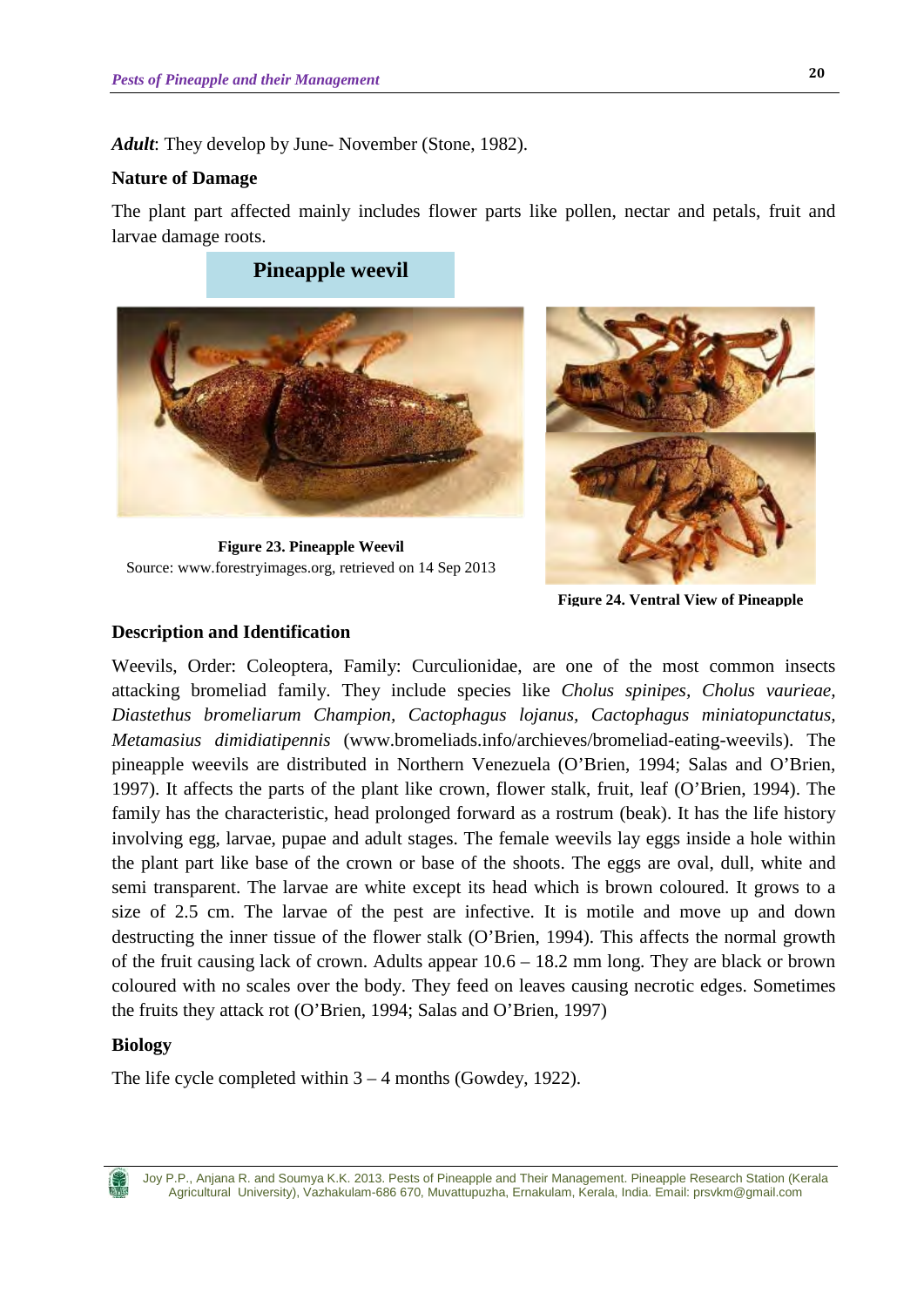***Adult***: They develop by June- November (Stone, 1982).

**Nature of Damage**

The plant part affected mainly includes flower parts like pollen, nectar and petals, fruit and larvae damage roots.

## Pineapple weevil

**Figure 23. Pineapple Weevil**
Source: www.forestryimages.org, retrieved on 14 Sep 2013

**Figure 24. Ventral View of Pineapple**

**Description and Identification**

Weevils, Order: Coleoptera, Family: Curculionidae, are one of the most common insects attacking bromeliad family. They include species like *Cholus spinipes, Cholus vaurieae, Diastethus bromeliarum Champion, Cactophagus lojanus, Cactophagus miniatopunctatus, Metamasius dimidiatipennis* (www.bromeliads.info/archieves/bromeliad-eating-weevils). The pineapple weevils are distributed in Northern Venezuela (O'Brien, 1994; Salas and O'Brien, 1997). It affects the parts of the plant like crown, flower stalk, fruit, leaf (O'Brien, 1994). The family has the characteristic, head prolonged forward as a rostrum (beak). It has the life history involving egg, larvae, pupae and adult stages. The female weevils lay eggs inside a hole within the plant part like base of the crown or base of the shoots. The eggs are oval, dull, white and semi transparent. The larvae are white except its head which is brown coloured. It grows to a size of 2.5 cm. The larvae of the pest are infective. It is motile and move up and down destructing the inner tissue of the flower stalk (O'Brien, 1994). This affects the normal growth of the fruit causing lack of crown. Adults appear 10.6 – 18.2 mm long. They are black or brown coloured with no scales over the body. They feed on leaves causing necrotic edges. Sometimes the fruits they attack rot (O'Brien, 1994; Salas and O'Brien, 1997)

**Biology**

The life cycle completed within 3 – 4 months (Gowdey, 1922).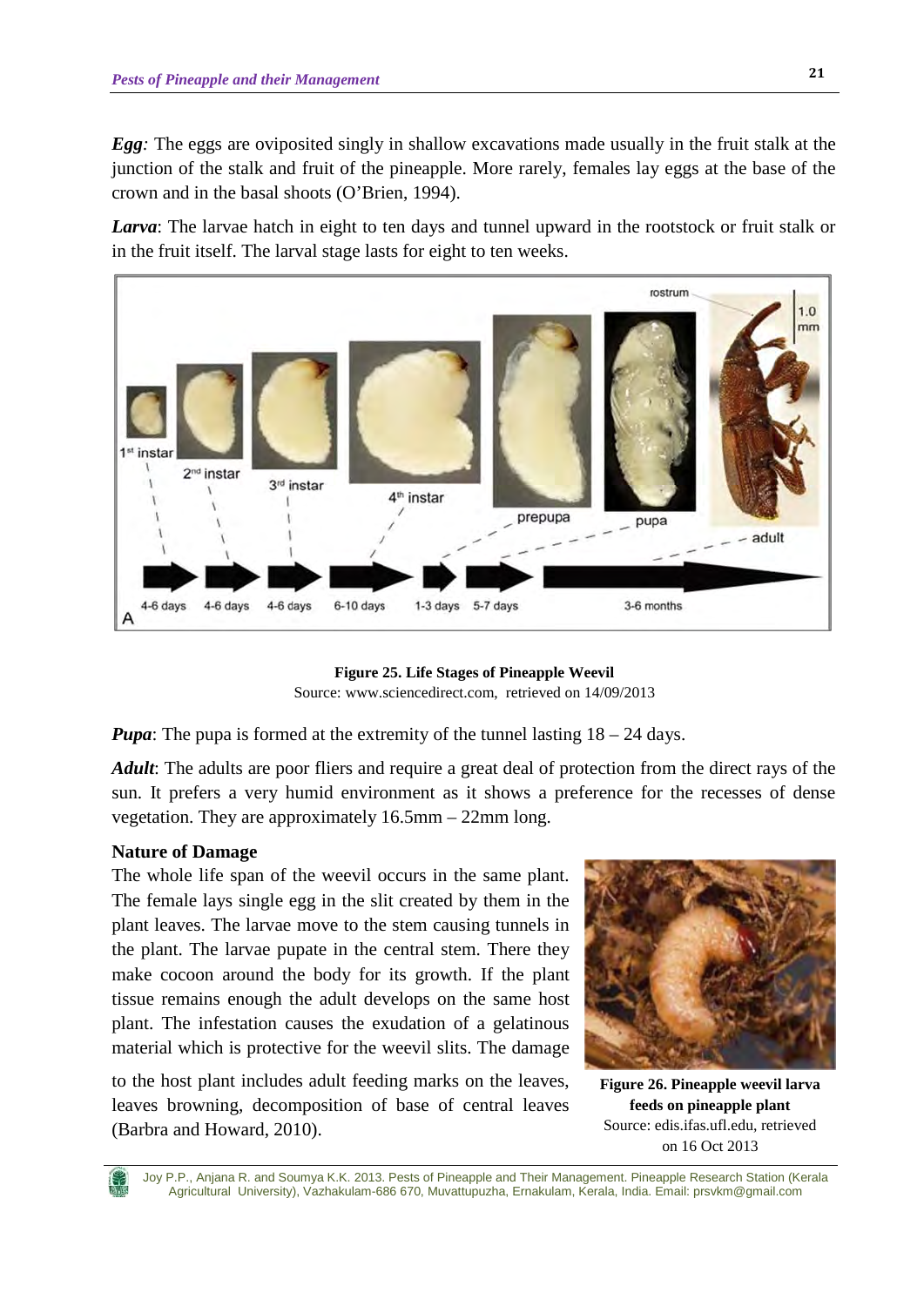***Egg***: The eggs are oviposited singly in shallow excavations made usually in the fruit stalk at the junction of the stalk and fruit of the pineapple. More rarely, females lay eggs at the base of the crown and in the basal shoots (O'Brien, 1994).

***Larva***: The larvae hatch in eight to ten days and tunnel upward in the rootstock or fruit stalk or in the fruit itself. The larval stage lasts for eight to ten weeks.

**Figure 25. Life Stages of Pineapple Weevil**
Source: www.sciencedirect.com, retrieved on 14/09/2013

***Pupa***: The pupa is formed at the extremity of the tunnel lasting 18 – 24 days.

***Adult***: The adults are poor fliers and require a great deal of protection from the direct rays of the sun. It prefers a very humid environment as it shows a preference for the recesses of dense vegetation. They are approximately 16.5mm – 22mm long.

**Nature of Damage**

The whole life span of the weevil occurs in the same plant. The female lays single egg in the slit created by them in the plant leaves. The larvae move to the stem causing tunnels in the plant. The larvae pupate in the central stem. There they make cocoon around the body for its growth. If the plant tissue remains enough the adult develops on the same host plant. The infestation causes the exudation of a gelatinous material which is protective for the weevil slits. The damage to the host plant includes adult feeding marks on the leaves, leaves browning, decomposition of base of central leaves (Barbra and Howard, 2010).

**Figure 26. Pineapple weevil larva feeds on pineapple plant**
Source: edis.ifas.ufl.edu, retrieved on 16 Oct 2013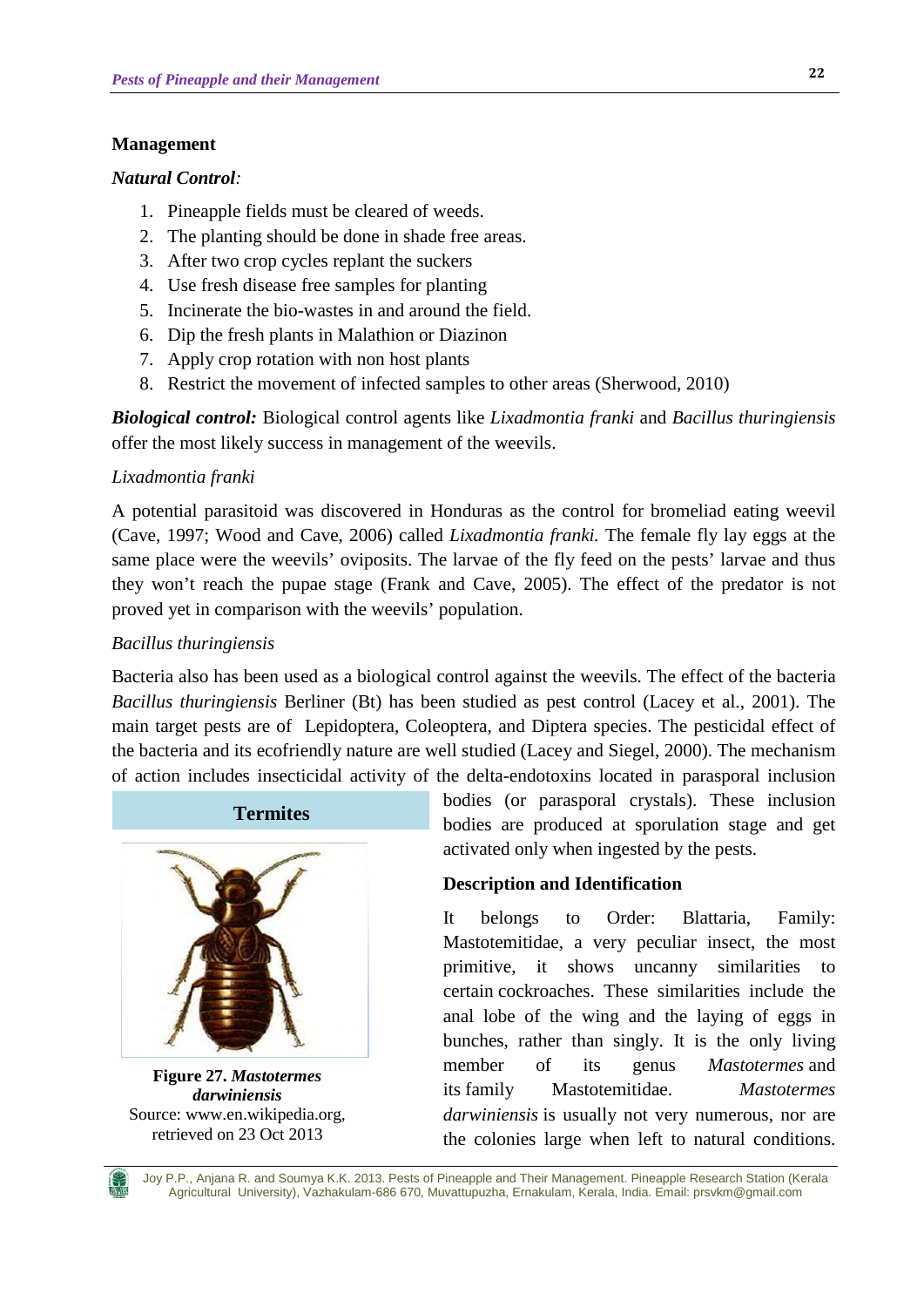## Management

### *Natural Control*:

1. Pineapple fields must be cleared of weeds.
2. The planting should be done in shade free areas.
3. After two crop cycles replant the suckers
4. Use fresh disease free samples for planting
5. Incinerate the bio-wastes in and around the field.
6. Dip the fresh plants in Malathion or Diazinon
7. Apply crop rotation with non host plants
8. Restrict the movement of infected samples to other areas (Sherwood, 2010)

***Biological control:*** Biological control agents like *Lixadmontia franki* and *Bacillus thuringiensis* offer the most likely success in management of the weevils.

*Lixadmontia franki*

A potential parasitoid was discovered in Honduras as the control for bromeliad eating weevil (Cave, 1997; Wood and Cave, 2006) called *Lixadmontia franki.* The female fly lay eggs at the same place were the weevils' oviposits. The larvae of the fly feed on the pests' larvae and thus they won't reach the pupae stage (Frank and Cave, 2005). The effect of the predator is not proved yet in comparison with the weevils' population.

*Bacillus thuringiensis*

Bacteria also has been used as a biological control against the weevils. The effect of the bacteria *Bacillus thuringiensis* Berliner (Bt) has been studied as pest control (Lacey et al., 2001). The main target pests are of Lepidoptera, Coleoptera, and Diptera species. The pesticidal effect of the bacteria and its ecofriendly nature are well studied (Lacey and Siegel, 2000). The mechanism of action includes insecticidal activity of the delta-endotoxins located in parasporal inclusion bodies (or parasporal crystals). These inclusion bodies are produced at sporulation stage and get activated only when ingested by the pests.

## Termites

**Figure 27. *Mastotermes darwiniensis***
Source: www.en.wikipedia.org, retrieved on 23 Oct 2013

### Description and Identification

It belongs to Order: Blattaria, Family: Mastotemitidae, a very peculiar insect, the most primitive, it shows uncanny similarities to certain cockroaches. These similarities include the anal lobe of the wing and the laying of eggs in bunches, rather than singly. It is the only living member of its genus *Mastotermes* and its family Mastotemitidae. *Mastotermes darwiniensis* is usually not very numerous, nor are the colonies large when left to natural conditions.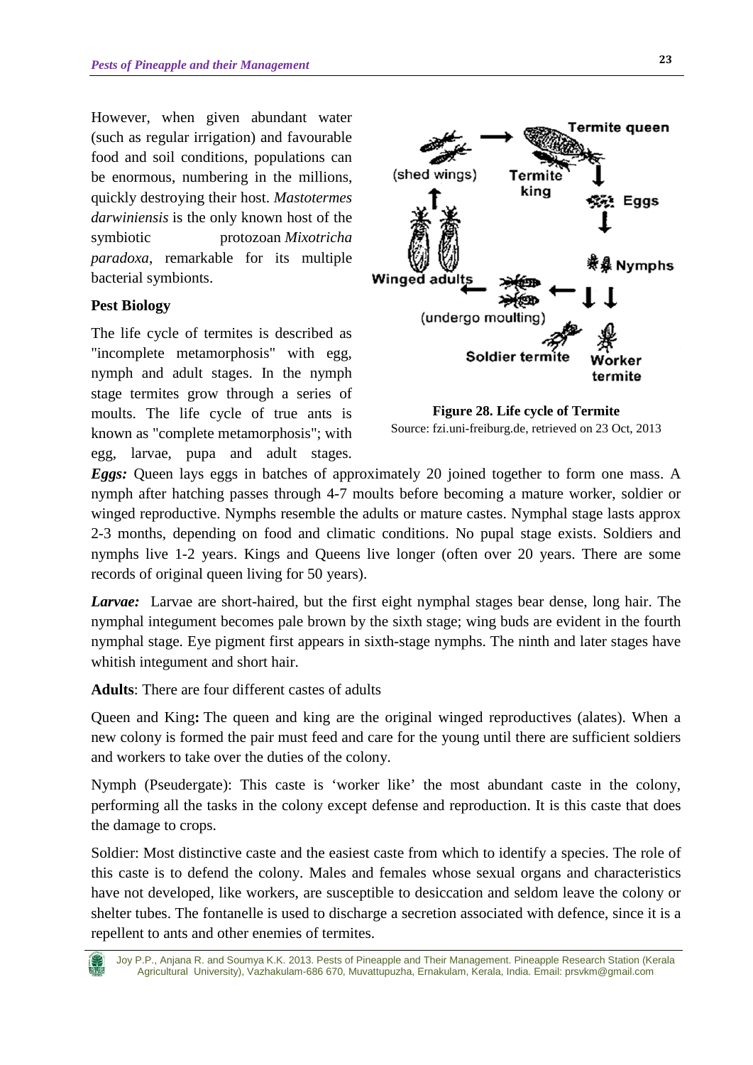However, when given abundant water (such as regular irrigation) and favourable food and soil conditions, populations can be enormous, numbering in the millions, quickly destroying their host. *Mastotermes darwiniensis* is the only known host of the symbiotic protozoan *Mixotricha paradoxa*, remarkable for its multiple bacterial symbionts.

**Pest Biology**

The life cycle of termites is described as "incomplete metamorphosis" with egg, nymph and adult stages. In the nymph stage termites grow through a series of moults. The life cycle of true ants is known as "complete metamorphosis"; with egg, larvae, pupa and adult stages.

**Figure 28. Life cycle of Termite**

Source: fzi.uni-freiburg.de, retrieved on 23 Oct, 2013

***Eggs:*** Queen lays eggs in batches of approximately 20 joined together to form one mass. A nymph after hatching passes through 4-7 moults before becoming a mature worker, soldier or winged reproductive. Nymphs resemble the adults or mature castes. Nymphal stage lasts approx 2-3 months, depending on food and climatic conditions. No pupal stage exists. Soldiers and nymphs live 1-2 years. Kings and Queens live longer (often over 20 years. There are some records of original queen living for 50 years).

***Larvae:*** Larvae are short-haired, but the first eight nymphal stages bear dense, long hair. The nymphal integument becomes pale brown by the sixth stage; wing buds are evident in the fourth nymphal stage. Eye pigment first appears in sixth-stage nymphs. The ninth and later stages have whitish integument and short hair.

**Adults**: There are four different castes of adults

Queen and King**:** The queen and king are the original winged reproductives (alates). When a new colony is formed the pair must feed and care for the young until there are sufficient soldiers and workers to take over the duties of the colony.

Nymph (Pseudergate): This caste is 'worker like' the most abundant caste in the colony, performing all the tasks in the colony except defense and reproduction. It is this caste that does the damage to crops.

Soldier: Most distinctive caste and the easiest caste from which to identify a species. The role of this caste is to defend the colony. Males and females whose sexual organs and characteristics have not developed, like workers, are susceptible to desiccation and seldom leave the colony or shelter tubes. The fontanelle is used to discharge a secretion associated with defence, since it is a repellent to ants and other enemies of termites.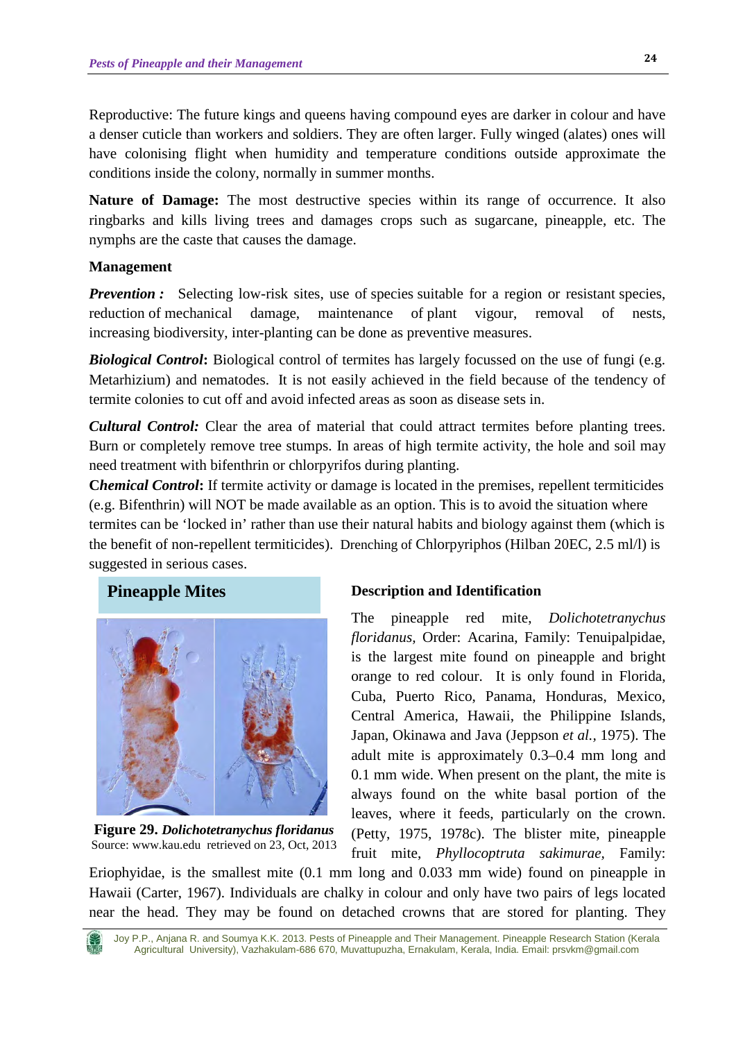Reproductive: The future kings and queens having compound eyes are darker in colour and have a denser cuticle than workers and soldiers. They are often larger. Fully winged (alates) ones will have colonising flight when humidity and temperature conditions outside approximate the conditions inside the colony, normally in summer months.

**Nature of Damage:** The most destructive species within its range of occurrence. It also ringbarks and kills living trees and damages crops such as sugarcane, pineapple, etc. The nymphs are the caste that causes the damage.

**Management**

***Prevention :*** Selecting low-risk sites, use of species suitable for a region or resistant species, reduction of mechanical damage, maintenance of plant vigour, removal of nests, increasing biodiversity, inter-planting can be done as preventive measures.

***Biological Control*:** Biological control of termites has largely focussed on the use of fungi (e.g. Metarhizium) and nematodes. It is not easily achieved in the field because of the tendency of termite colonies to cut off and avoid infected areas as soon as disease sets in.

***Cultural Control:*** Clear the area of material that could attract termites before planting trees. Burn or completely remove tree stumps. In areas of high termite activity, the hole and soil may need treatment with bifenthrin or chlorpyrifos during planting.

***Chemical Control*:** If termite activity or damage is located in the premises, repellent termiticides (e.g. Bifenthrin) will NOT be made available as an option. This is to avoid the situation where termites can be 'locked in' rather than use their natural habits and biology against them (which is the benefit of non-repellent termiticides). Drenching of Chlorpyriphos (Hilban 20EC, 2.5 ml/l) is suggested in serious cases.

## Pineapple Mites

**Figure 29.** ***Dolichotetranychus floridanus***
Source: www.kau.edu retrieved on 23, Oct, 2013

**Description and Identification**

The pineapple red mite, *Dolichotetranychus floridanus*, Order: Acarina, Family: Tenuipalpidae, is the largest mite found on pineapple and bright orange to red colour. It is only found in Florida, Cuba, Puerto Rico, Panama, Honduras, Mexico, Central America, Hawaii, the Philippine Islands, Japan, Okinawa and Java (Jeppson *et al.*, 1975). The adult mite is approximately 0.3–0.4 mm long and 0.1 mm wide. When present on the plant, the mite is always found on the white basal portion of the leaves, where it feeds, particularly on the crown. (Petty, 1975, 1978c). The blister mite, pineapple fruit mite, *Phyllocoptruta sakimurae*, Family: Eriophyidae, is the smallest mite (0.1 mm long and 0.033 mm wide) found on pineapple in Hawaii (Carter, 1967). Individuals are chalky in colour and only have two pairs of legs located near the head. They may be found on detached crowns that are stored for planting. They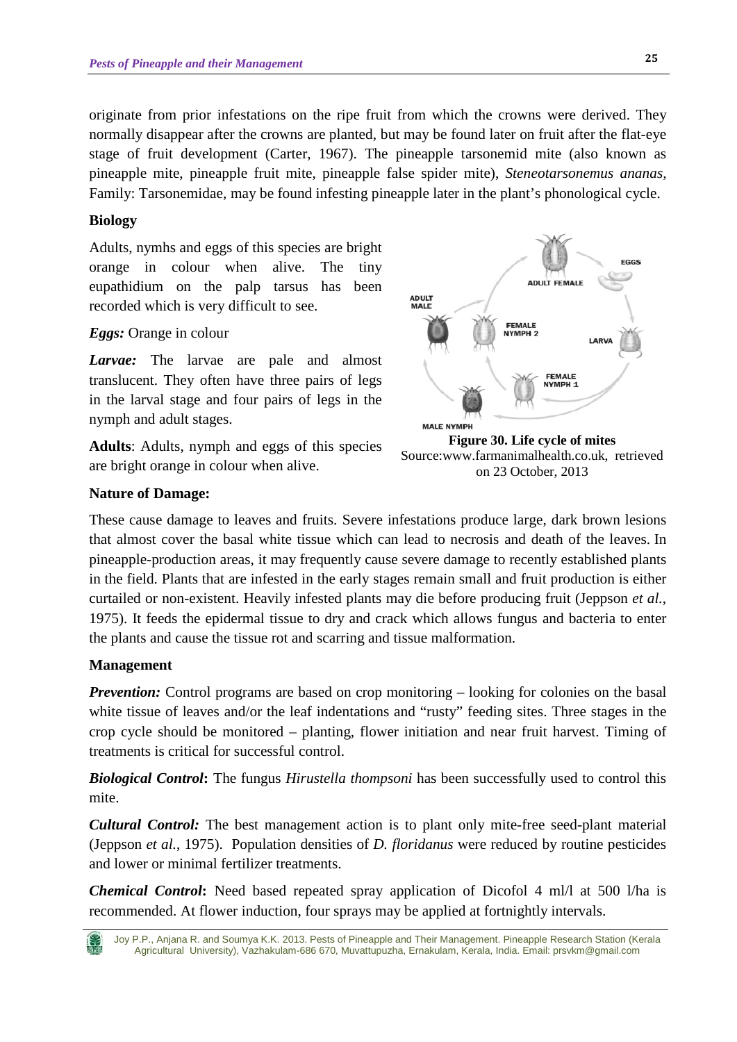originate from prior infestations on the ripe fruit from which the crowns were derived. They normally disappear after the crowns are planted, but may be found later on fruit after the flat-eye stage of fruit development (Carter, 1967). The pineapple tarsonemid mite (also known as pineapple mite, pineapple fruit mite, pineapple false spider mite), *Steneotarsonemus ananas*, Family: Tarsonemidae, may be found infesting pineapple later in the plant's phonological cycle.

**Biology**

Adults, nymhs and eggs of this species are bright orange in colour when alive. The tiny eupathidium on the palp tarsus has been recorded which is very difficult to see.

***Eggs:*** Orange in colour

***Larvae:*** The larvae are pale and almost translucent. They often have three pairs of legs in the larval stage and four pairs of legs in the nymph and adult stages.

**Adults**: Adults, nymph and eggs of this species are bright orange in colour when alive.

**Figure 30. Life cycle of mites**
Source:www.farmanimalhealth.co.uk, retrieved on 23 October, 2013

**Nature of Damage:**

These cause damage to leaves and fruits. Severe infestations produce large, dark brown lesions that almost cover the basal white tissue which can lead to necrosis and death of the leaves. In pineapple-production areas, it may frequently cause severe damage to recently established plants in the field. Plants that are infested in the early stages remain small and fruit production is either curtailed or non-existent. Heavily infested plants may die before producing fruit (Jeppson *et al.*, 1975). It feeds the epidermal tissue to dry and crack which allows fungus and bacteria to enter the plants and cause the tissue rot and scarring and tissue malformation.

**Management**

***Prevention:*** Control programs are based on crop monitoring – looking for colonies on the basal white tissue of leaves and/or the leaf indentations and "rusty" feeding sites. Three stages in the crop cycle should be monitored – planting, flower initiation and near fruit harvest. Timing of treatments is critical for successful control.

***Biological Control*****:** The fungus *Hirustella thompsoni* has been successfully used to control this mite.

***Cultural Control:*** The best management action is to plant only mite-free seed-plant material (Jeppson *et al.*, 1975). Population densities of *D. floridanus* were reduced by routine pesticides and lower or minimal fertilizer treatments.

***Chemical Control*****:** Need based repeated spray application of Dicofol 4 ml/l at 500 l/ha is recommended. At flower induction, four sprays may be applied at fortnightly intervals.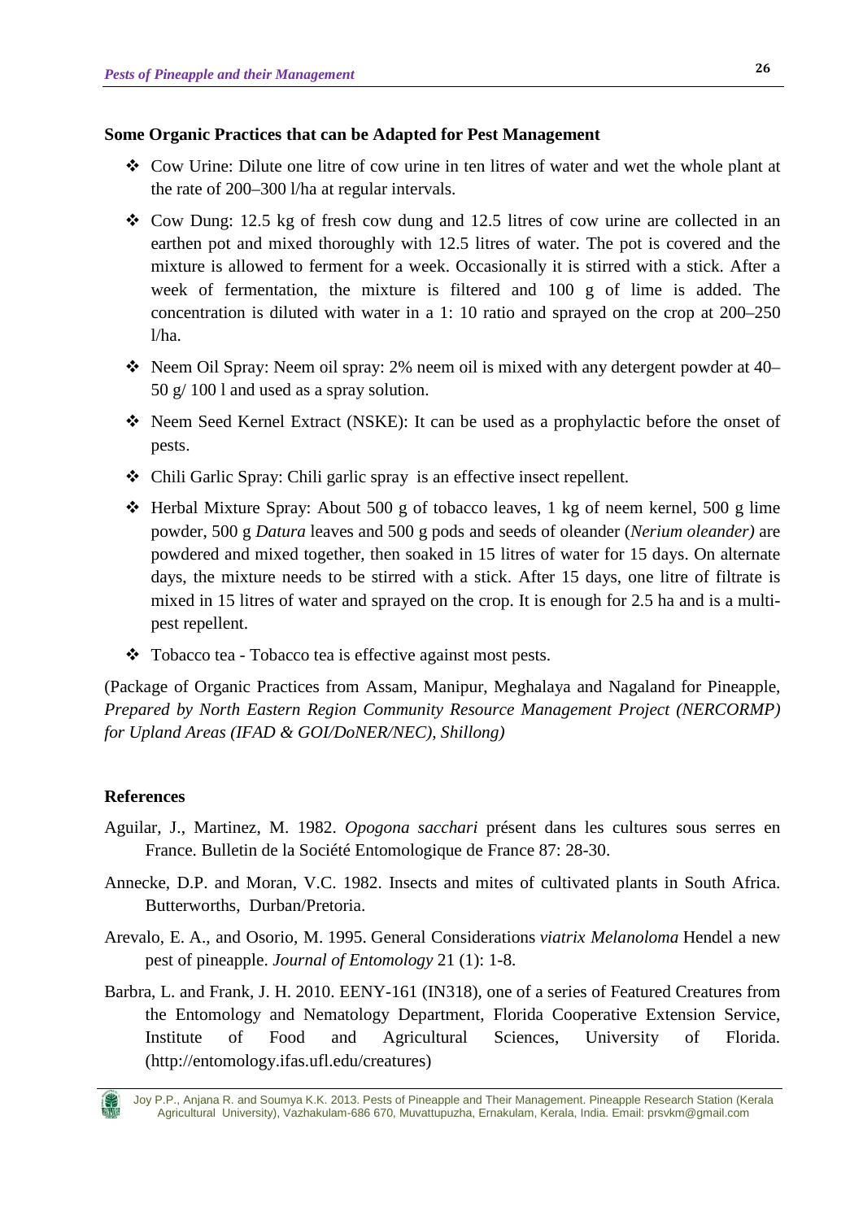**Some Organic Practices that can be Adapted for Pest Management**

- Cow Urine: Dilute one litre of cow urine in ten litres of water and wet the whole plant at the rate of 200–300 l/ha at regular intervals.
- Cow Dung: 12.5 kg of fresh cow dung and 12.5 litres of cow urine are collected in an earthen pot and mixed thoroughly with 12.5 litres of water. The pot is covered and the mixture is allowed to ferment for a week. Occasionally it is stirred with a stick. After a week of fermentation, the mixture is filtered and 100 g of lime is added. The concentration is diluted with water in a 1: 10 ratio and sprayed on the crop at 200–250 l/ha.
- Neem Oil Spray: Neem oil spray: 2% neem oil is mixed with any detergent powder at 40–50 g/ 100 l and used as a spray solution.
- Neem Seed Kernel Extract (NSKE): It can be used as a prophylactic before the onset of pests.
- Chili Garlic Spray: Chili garlic spray is an effective insect repellent.
- Herbal Mixture Spray: About 500 g of tobacco leaves, 1 kg of neem kernel, 500 g lime powder, 500 g *Datura* leaves and 500 g pods and seeds of oleander (*Nerium oleander)* are powdered and mixed together, then soaked in 15 litres of water for 15 days. On alternate days, the mixture needs to be stirred with a stick. After 15 days, one litre of filtrate is mixed in 15 litres of water and sprayed on the crop. It is enough for 2.5 ha and is a multi-pest repellent.
- Tobacco tea - Tobacco tea is effective against most pests.

(Package of Organic Practices from Assam, Manipur, Meghalaya and Nagaland for Pineapple, *Prepared by North Eastern Region Community Resource Management Project (NERCORMP) for Upland Areas (IFAD & GOI/DoNER/NEC), Shillong)*

**References**

Aguilar, J., Martinez, M. 1982. *Opogona sacchari* présent dans les cultures sous serres en France. Bulletin de la Société Entomologique de France 87: 28-30.

Annecke, D.P. and Moran, V.C. 1982. Insects and mites of cultivated plants in South Africa. Butterworths, Durban/Pretoria.

Arevalo, E. A., and Osorio, M. 1995. General Considerations *viatrix Melanoloma* Hendel a new pest of pineapple. *Journal of Entomology* 21 (1): 1-8.

Barbra, L. and Frank, J. H. 2010. EENY-161 (IN318), one of a series of Featured Creatures from the Entomology and Nematology Department, Florida Cooperative Extension Service, Institute of Food and Agricultural Sciences, University of Florida. (http://entomology.ifas.ufl.edu/creatures)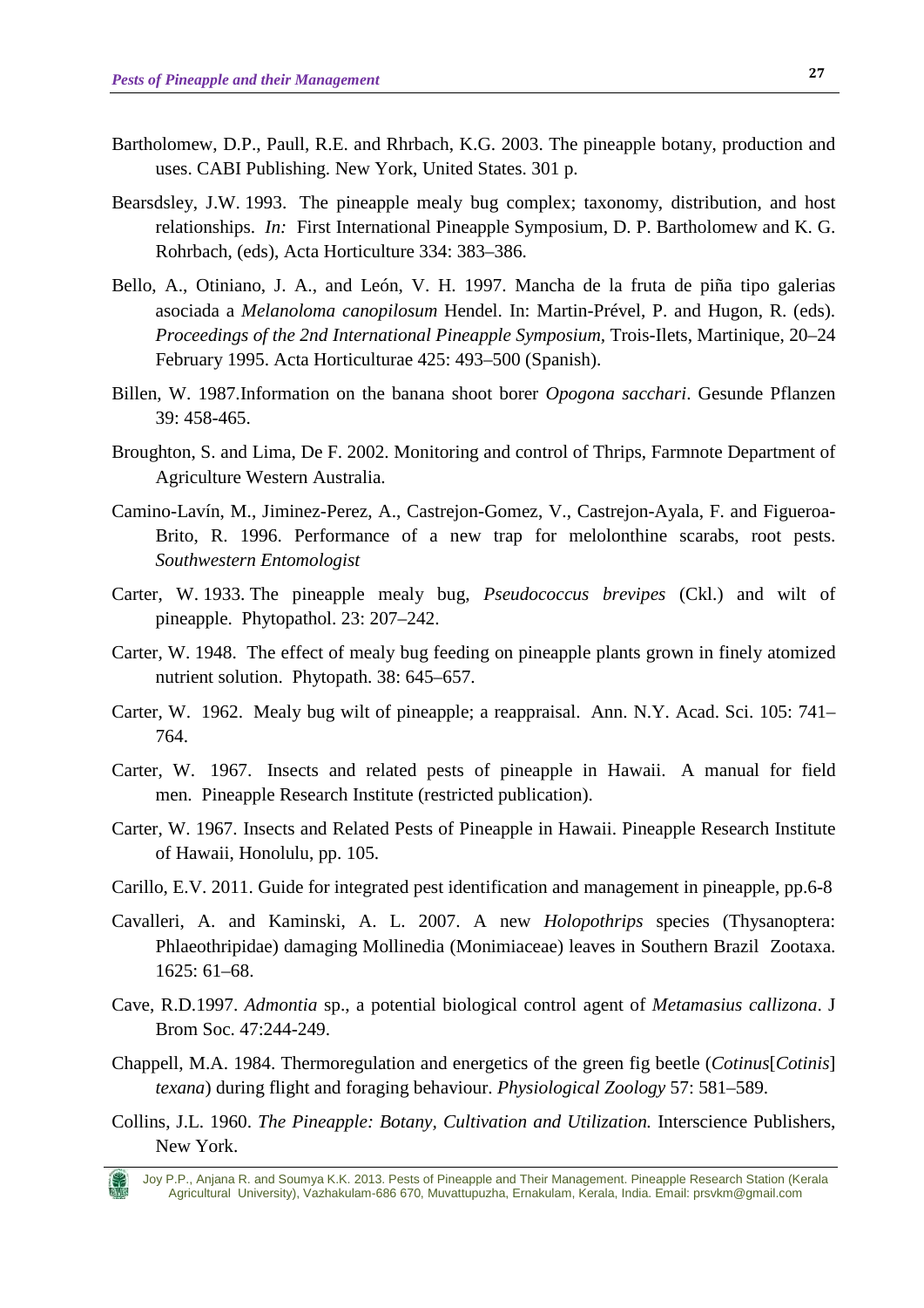Bartholomew, D.P., Paull, R.E. and Rhrbach, K.G. 2003. The pineapple botany, production and uses. CABI Publishing. New York, United States. 301 p.

Bearsdsley, J.W. 1993. The pineapple mealy bug complex; taxonomy, distribution, and host relationships. *In:* First International Pineapple Symposium, D. P. Bartholomew and K. G. Rohrbach, (eds), Acta Horticulture 334: 383–386.

Bello, A., Otiniano, J. A., and León, V. H. 1997. Mancha de la fruta de piña tipo galerias asociada a *Melanoloma canopilosum* Hendel. In: Martin-Prével, P. and Hugon, R. (eds). *Proceedings of the 2nd International Pineapple Symposium*, Trois-Ilets, Martinique, 20–24 February 1995. Acta Horticulturae 425: 493–500 (Spanish).

Billen, W. 1987.Information on the banana shoot borer *Opogona sacchari*. Gesunde Pflanzen 39: 458-465.

Broughton, S. and Lima, De F. 2002. Monitoring and control of Thrips, Farmnote Department of Agriculture Western Australia.

Camino-Lavín, M., Jiminez-Perez, A., Castrejon-Gomez, V., Castrejon-Ayala, F. and Figueroa-Brito, R. 1996. Performance of a new trap for melolonthine scarabs, root pests. *Southwestern Entomologist*

Carter, W. 1933. The pineapple mealy bug, *Pseudococcus brevipes* (Ckl.) and wilt of pineapple. Phytopathol. 23: 207–242.

Carter, W. 1948. The effect of mealy bug feeding on pineapple plants grown in finely atomized nutrient solution. Phytopath. 38: 645–657.

Carter, W. 1962. Mealy bug wilt of pineapple; a reappraisal. Ann. N.Y. Acad. Sci. 105: 741–764.

Carter, W. 1967. Insects and related pests of pineapple in Hawaii. A manual for field men. Pineapple Research Institute (restricted publication).

Carter, W. 1967. Insects and Related Pests of Pineapple in Hawaii. Pineapple Research Institute of Hawaii, Honolulu, pp. 105.

Carillo, E.V. 2011. Guide for integrated pest identification and management in pineapple, pp.6-8

Cavalleri, A. and Kaminski, A. L. 2007. A new *Holopothrips* species (Thysanoptera: Phlaeothripidae) damaging Mollinedia (Monimiaceae) leaves in Southern Brazil Zootaxa. 1625: 61–68.

Cave, R.D.1997. *Admontia* sp., a potential biological control agent of *Metamasius callizona*. J Brom Soc. 47:244-249.

Chappell, M.A. 1984. Thermoregulation and energetics of the green fig beetle (*Cotinus*[*Cotinis*] *texana*) during flight and foraging behaviour. *Physiological Zoology* 57: 581–589.

Collins, J.L. 1960. *The Pineapple: Botany, Cultivation and Utilization.* Interscience Publishers, New York.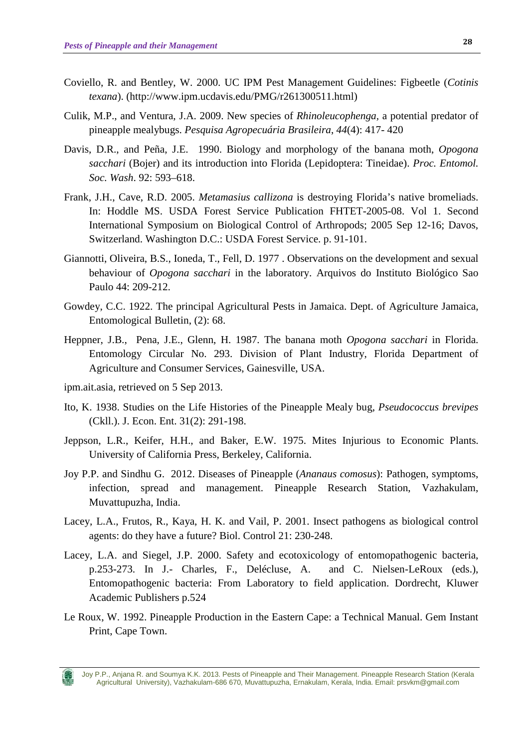Coviello, R. and Bentley, W. 2000. UC IPM Pest Management Guidelines: Figbeetle (*Cotinis texana*). (http://www.ipm.ucdavis.edu/PMG/r261300511.html)

Culik, M.P., and Ventura, J.A. 2009. New species of *Rhinoleucophenga*, a potential predator of pineapple mealybugs. *Pesquisa Agropecuária Brasileira*, *44*(4): 417- 420

Davis, D.R., and Peña, J.E. 1990. Biology and morphology of the banana moth, *Opogona sacchari* (Bojer) and its introduction into Florida (Lepidoptera: Tineidae). *Proc. Entomol. Soc. Wash*. 92: 593–618.

Frank, J.H., Cave, R.D. 2005. *Metamasius callizona* is destroying Florida's native bromeliads. In: Hoddle MS. USDA Forest Service Publication FHTET-2005-08. Vol 1. Second International Symposium on Biological Control of Arthropods; 2005 Sep 12-16; Davos, Switzerland. Washington D.C.: USDA Forest Service. p. 91-101.

Giannotti, Oliveira, B.S., Ioneda, T., Fell, D. 1977 . Observations on the development and sexual behaviour of *Opogona sacchari* in the laboratory. Arquivos do Instituto Biológico Sao Paulo 44: 209-212.

Gowdey, C.C. 1922. The principal Agricultural Pests in Jamaica. Dept. of Agriculture Jamaica, Entomological Bulletin, (2): 68.

Heppner, J.B., Pena, J.E., Glenn, H. 1987. The banana moth *Opogona sacchari* in Florida. Entomology Circular No. 293. Division of Plant Industry, Florida Department of Agriculture and Consumer Services, Gainesville, USA.

ipm.ait.asia, retrieved on 5 Sep 2013.

Ito, K. 1938. Studies on the Life Histories of the Pineapple Mealy bug, *Pseudococcus brevipes* (Ckll.). J. Econ. Ent. 31(2): 291-198.

Jeppson, L.R., Keifer, H.H., and Baker, E.W. 1975. Mites Injurious to Economic Plants. University of California Press, Berkeley, California.

Joy P.P. and Sindhu G. 2012. Diseases of Pineapple (*Ananaus comosus*): Pathogen, symptoms, infection, spread and management. Pineapple Research Station, Vazhakulam, Muvattupuzha, India.

Lacey, L.A., Frutos, R., Kaya, H. K. and Vail, P. 2001. Insect pathogens as biological control agents: do they have a future? Biol. Control 21: 230-248.

Lacey, L.A. and Siegel, J.P. 2000. Safety and ecotoxicology of entomopathogenic bacteria, p.253-273. In J.- Charles, F., Delécluse, A. and C. Nielsen-LeRoux (eds.), Entomopathogenic bacteria: From Laboratory to field application. Dordrecht, Kluwer Academic Publishers p.524

Le Roux, W. 1992. Pineapple Production in the Eastern Cape: a Technical Manual. Gem Instant Print, Cape Town.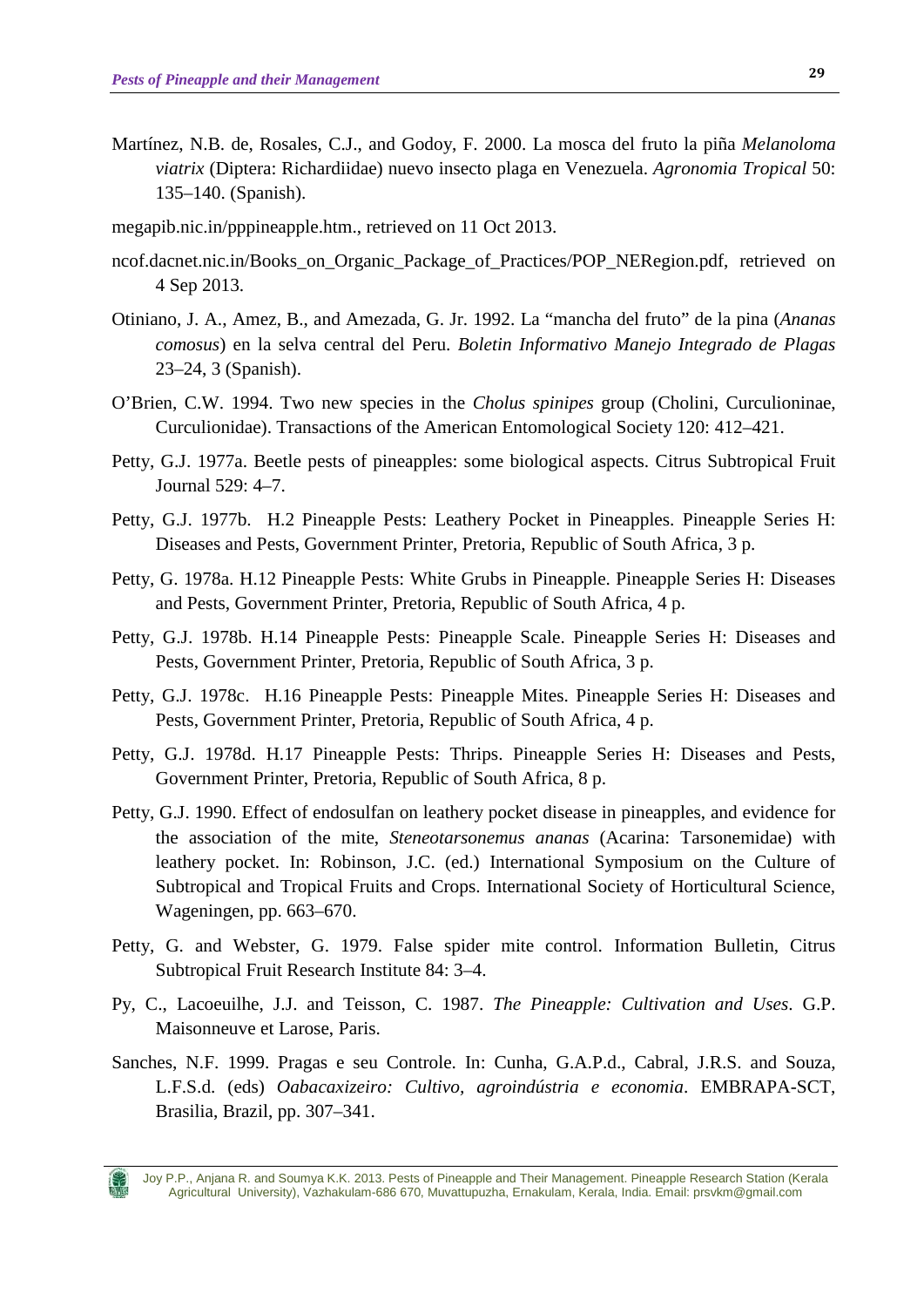Martínez, N.B. de, Rosales, C.J., and Godoy, F. 2000. La mosca del fruto la piña *Melanoloma viatrix* (Diptera: Richardiidae) nuevo insecto plaga en Venezuela. *Agronomia Tropical* 50: 135–140. (Spanish).

megapib.nic.in/pppineapple.htm., retrieved on 11 Oct 2013.

ncof.dacnet.nic.in/Books_on_Organic_Package_of_Practices/POP_NERegion.pdf, retrieved on 4 Sep 2013.

Otiniano, J. A., Amez, B., and Amezada, G. Jr. 1992. La "mancha del fruto" de la pina (*Ananas comosus*) en la selva central del Peru. *Boletin Informativo Manejo Integrado de Plagas* 23–24, 3 (Spanish).

O'Brien, C.W. 1994. Two new species in the *Cholus spinipes* group (Cholini, Curculioninae, Curculionidae). Transactions of the American Entomological Society 120: 412–421.

Petty, G.J. 1977a. Beetle pests of pineapples: some biological aspects. Citrus Subtropical Fruit Journal 529: 4–7.

Petty, G.J. 1977b. H.2 Pineapple Pests: Leathery Pocket in Pineapples. Pineapple Series H: Diseases and Pests, Government Printer, Pretoria, Republic of South Africa, 3 p.

Petty, G. 1978a. H.12 Pineapple Pests: White Grubs in Pineapple. Pineapple Series H: Diseases and Pests, Government Printer, Pretoria, Republic of South Africa, 4 p.

Petty, G.J. 1978b. H.14 Pineapple Pests: Pineapple Scale. Pineapple Series H: Diseases and Pests, Government Printer, Pretoria, Republic of South Africa, 3 p.

Petty, G.J. 1978c. H.16 Pineapple Pests: Pineapple Mites. Pineapple Series H: Diseases and Pests, Government Printer, Pretoria, Republic of South Africa, 4 p.

Petty, G.J. 1978d. H.17 Pineapple Pests: Thrips. Pineapple Series H: Diseases and Pests, Government Printer, Pretoria, Republic of South Africa, 8 p.

Petty, G.J. 1990. Effect of endosulfan on leathery pocket disease in pineapples, and evidence for the association of the mite, *Steneotarsonemus ananas* (Acarina: Tarsonemidae) with leathery pocket. In: Robinson, J.C. (ed.) International Symposium on the Culture of Subtropical and Tropical Fruits and Crops. International Society of Horticultural Science, Wageningen, pp. 663–670.

Petty, G. and Webster, G. 1979. False spider mite control. Information Bulletin, Citrus Subtropical Fruit Research Institute 84: 3–4.

Py, C., Lacoeuilhe, J.J. and Teisson, C. 1987. *The Pineapple: Cultivation and Uses*. G.P. Maisonneuve et Larose, Paris.

Sanches, N.F. 1999. Pragas e seu Controle. In: Cunha, G.A.P.d., Cabral, J.R.S. and Souza, L.F.S.d. (eds) *Oabacaxizeiro: Cultivo, agroindústria e economia*. EMBRAPA-SCT, Brasilia, Brazil, pp. 307–341.

Joy P.P., Anjana R. and Soumya K.K. 2013. Pests of Pineapple and Their Management. Pineapple Research Station (Kerala Agricultural University), Vazhakulam-686 670, Muvattupuzha, Ernakulam, Kerala, India. Email: prsvkm@gmail.com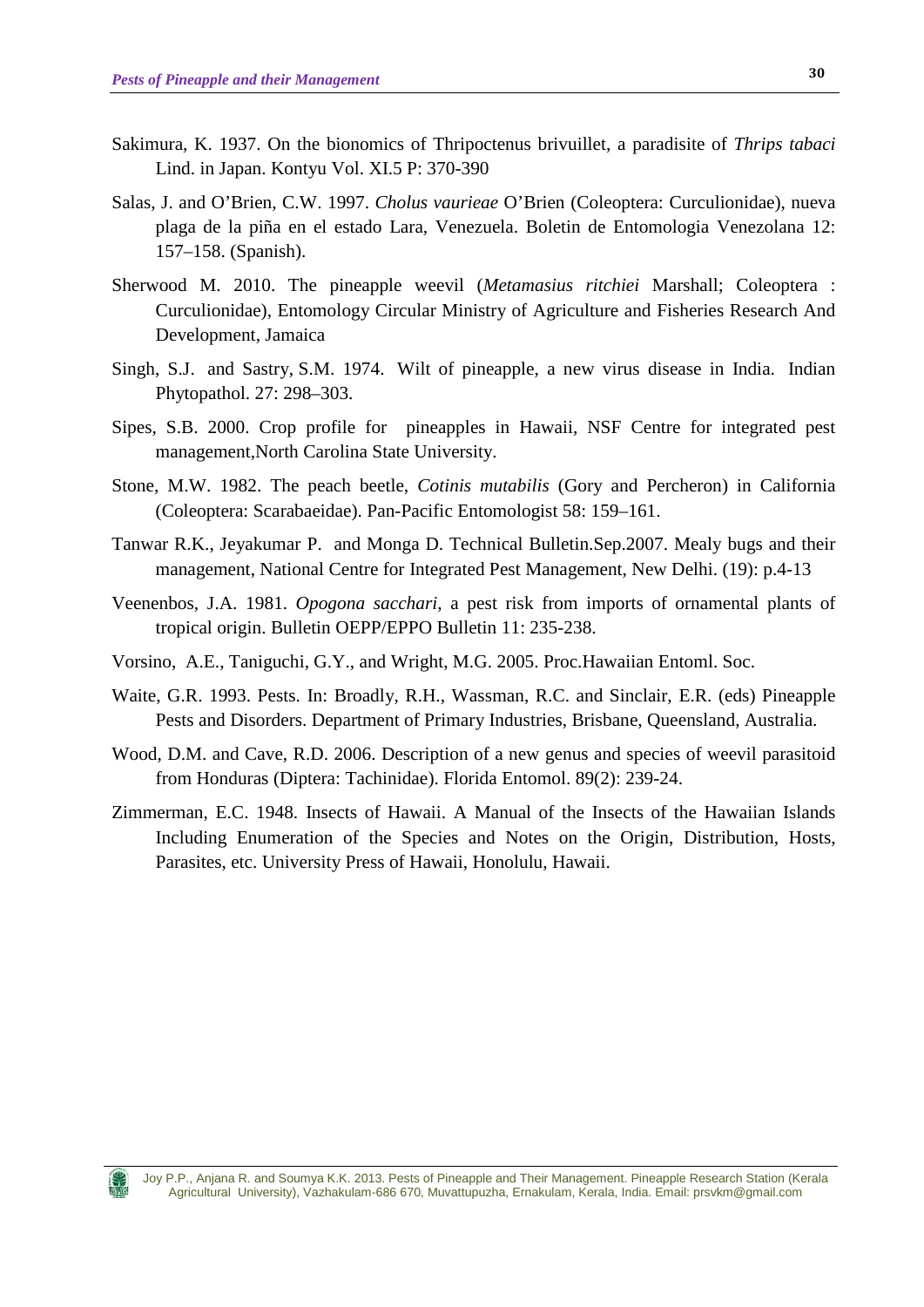Sakimura, K. 1937. On the bionomics of Thripoctenus brivuillet, a paradisite of *Thrips tabaci* Lind. in Japan. Kontyu Vol. XI.5 P: 370-390

Salas, J. and O'Brien, C.W. 1997. *Cholus vaurieae* O'Brien (Coleoptera: Curculionidae), nueva plaga de la piña en el estado Lara, Venezuela. Boletin de Entomologia Venezolana 12: 157–158. (Spanish).

Sherwood M. 2010. The pineapple weevil (*Metamasius ritchiei* Marshall; Coleoptera : Curculionidae), Entomology Circular Ministry of Agriculture and Fisheries Research And Development, Jamaica

Singh, S.J. and Sastry, S.M. 1974. Wilt of pineapple, a new virus disease in India. Indian Phytopathol. 27: 298–303.

Sipes, S.B. 2000. Crop profile for pineapples in Hawaii, NSF Centre for integrated pest management,North Carolina State University.

Stone, M.W. 1982. The peach beetle, *Cotinis mutabilis* (Gory and Percheron) in California (Coleoptera: Scarabaeidae). Pan-Pacific Entomologist 58: 159–161.

Tanwar R.K., Jeyakumar P. and Monga D. Technical Bulletin.Sep.2007. Mealy bugs and their management, National Centre for Integrated Pest Management, New Delhi. (19): p.4-13

Veenenbos, J.A. 1981. *Opogona sacchari*, a pest risk from imports of ornamental plants of tropical origin. Bulletin OEPP/EPPO Bulletin 11: 235-238.

Vorsino, A.E., Taniguchi, G.Y., and Wright, M.G. 2005. Proc.Hawaiian Entoml. Soc.

Waite, G.R. 1993. Pests. In: Broadly, R.H., Wassman, R.C. and Sinclair, E.R. (eds) Pineapple Pests and Disorders. Department of Primary Industries, Brisbane, Queensland, Australia.

Wood, D.M. and Cave, R.D. 2006. Description of a new genus and species of weevil parasitoid from Honduras (Diptera: Tachinidae). Florida Entomol. 89(2): 239-24.

Zimmerman, E.C. 1948. Insects of Hawaii. A Manual of the Insects of the Hawaiian Islands Including Enumeration of the Species and Notes on the Origin, Distribution, Hosts, Parasites, etc. University Press of Hawaii, Honolulu, Hawaii.